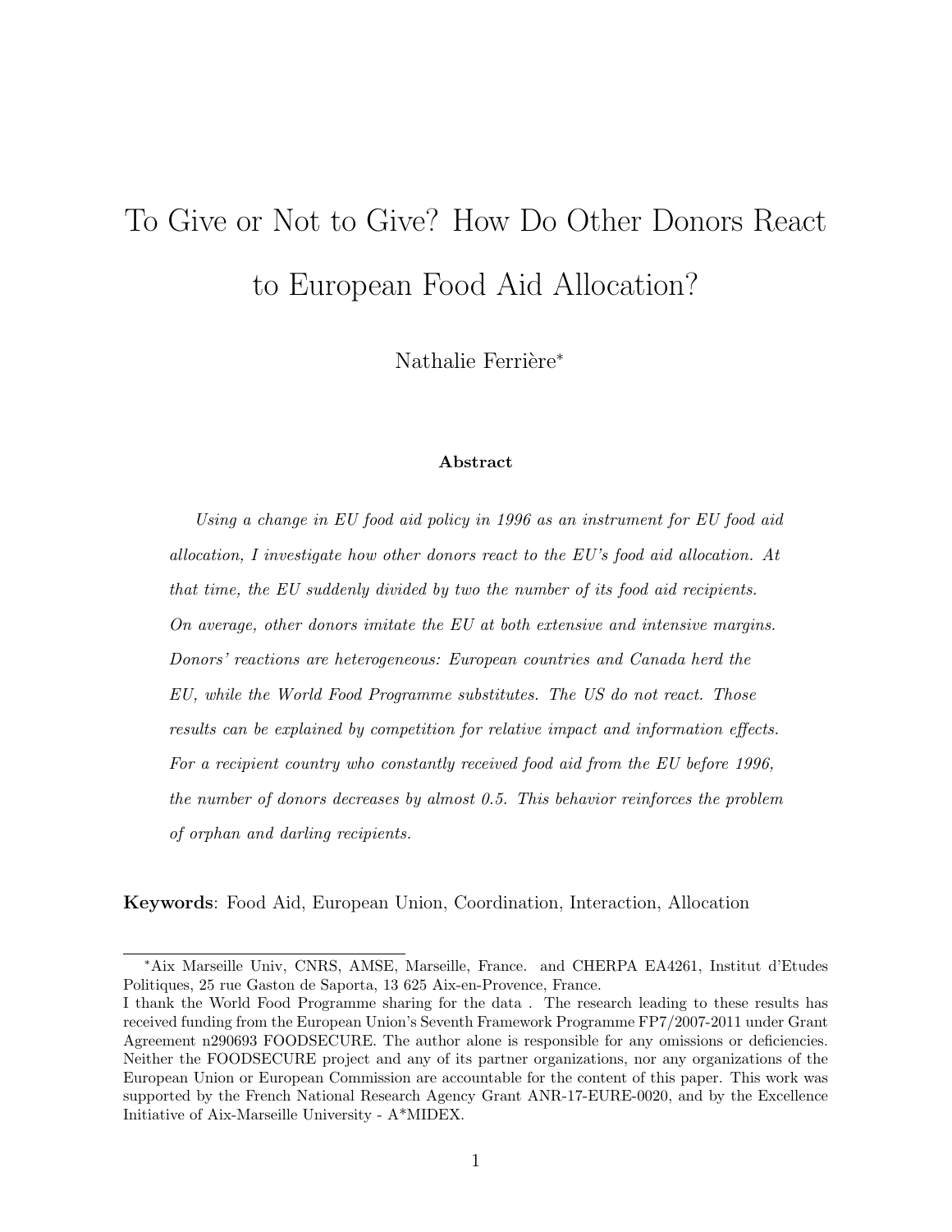# To Give or Not to Give? How Do Other Donors React to European Food Aid Allocation?

Nathalie Ferrière*

### Abstract

*Using a change in EU food aid policy in 1996 as an instrument for EU food aid allocation, I investigate how other donors react to the EU's food aid allocation. At that time, the EU suddenly divided by two the number of its food aid recipients. On average, other donors imitate the EU at both extensive and intensive margins. Donors' reactions are heterogeneous: European countries and Canada herd the EU, while the World Food Programme substitutes. The US do not react. Those results can be explained by competition for relative impact and information effects. For a recipient country who constantly received food aid from the EU before 1996, the number of donors decreases by almost 0.5. This behavior reinforces the problem of orphan and darling recipients.*

**Keywords**: Food Aid, European Union, Coordination, Interaction, Allocation

---

*Aix Marseille Univ, CNRS, AMSE, Marseille, France. and CHERPA EA4261, Institut d'Etudes Politiques, 25 rue Gaston de Saporta, 13 625 Aix-en-Provence, France.

I thank the World Food Programme sharing for the data . The research leading to these results has received funding from the European Union's Seventh Framework Programme FP7/2007-2011 under Grant Agreement n290693 FOODSECURE. The author alone is responsible for any omissions or deficiencies. Neither the FOODSECURE project and any of its partner organizations, nor any organizations of the European Union or European Commission are accountable for the content of this paper. This work was supported by the French National Research Agency Grant ANR-17-EURE-0020, and by the Excellence Initiative of Aix-Marseille University - A*MIDEX.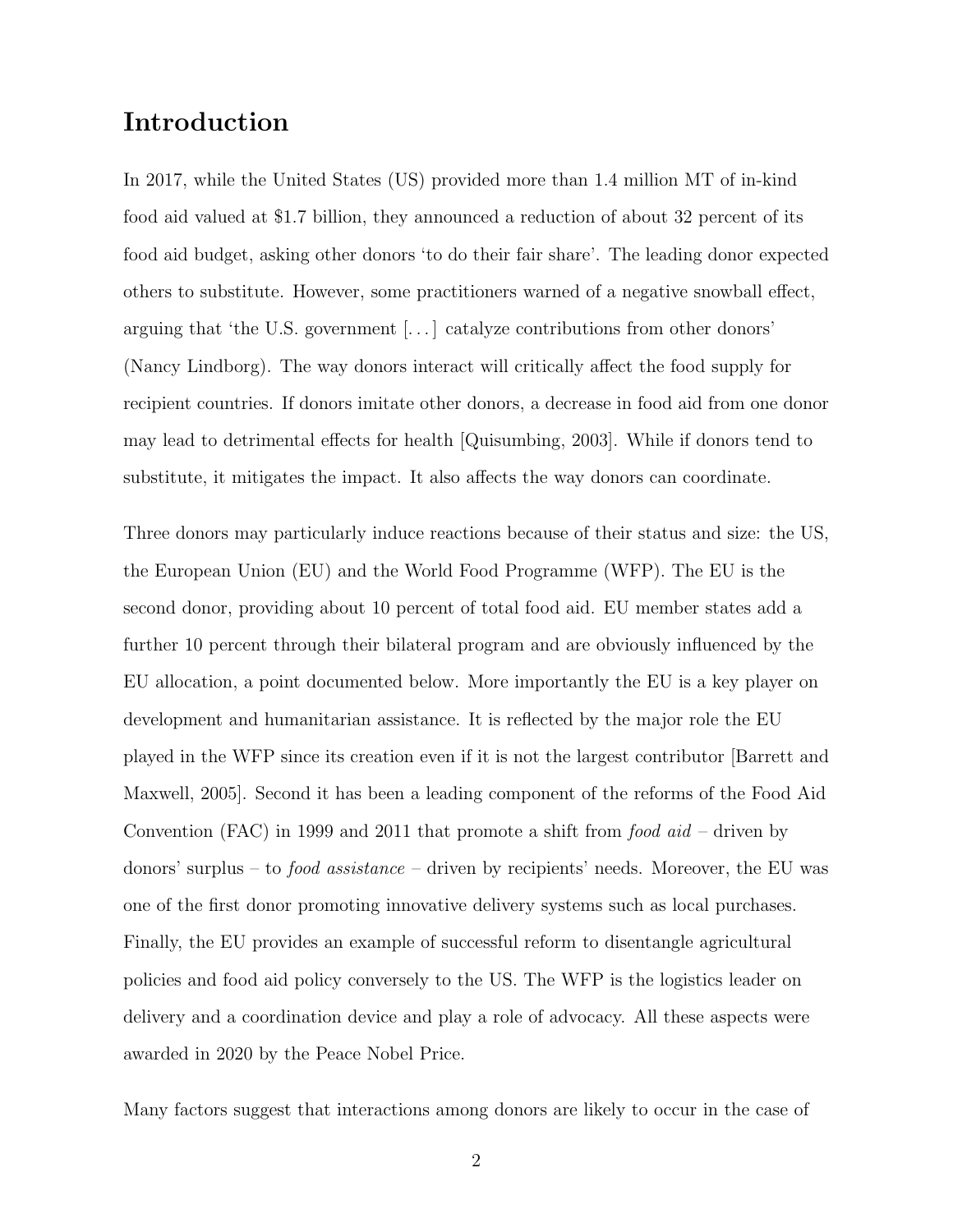# Introduction

In 2017, while the United States (US) provided more than 1.4 million MT of in-kind food aid valued at $1.7 billion, they announced a reduction of about 32 percent of its food aid budget, asking other donors 'to do their fair share'. The leading donor expected others to substitute. However, some practitioners warned of a negative snowball effect, arguing that 'the U.S. government [...] catalyze contributions from other donors' (Nancy Lindborg). The way donors interact will critically affect the food supply for recipient countries. If donors imitate other donors, a decrease in food aid from one donor may lead to detrimental effects for health [Quisumbing, 2003]. While if donors tend to substitute, it mitigates the impact. It also affects the way donors can coordinate.

Three donors may particularly induce reactions because of their status and size: the US, the European Union (EU) and the World Food Programme (WFP). The EU is the second donor, providing about 10 percent of total food aid. EU member states add a further 10 percent through their bilateral program and are obviously influenced by the EU allocation, a point documented below. More importantly the EU is a key player on development and humanitarian assistance. It is reflected by the major role the EU played in the WFP since its creation even if it is not the largest contributor [Barrett and Maxwell, 2005]. Second it has been a leading component of the reforms of the Food Aid Convention (FAC) in 1999 and 2011 that promote a shift from *food aid* – driven by donors' surplus – to *food assistance* – driven by recipients' needs. Moreover, the EU was one of the first donor promoting innovative delivery systems such as local purchases. Finally, the EU provides an example of successful reform to disentangle agricultural policies and food aid policy conversely to the US. The WFP is the logistics leader on delivery and a coordination device and play a role of advocacy. All these aspects were awarded in 2020 by the Peace Nobel Price.

Many factors suggest that interactions among donors are likely to occur in the case of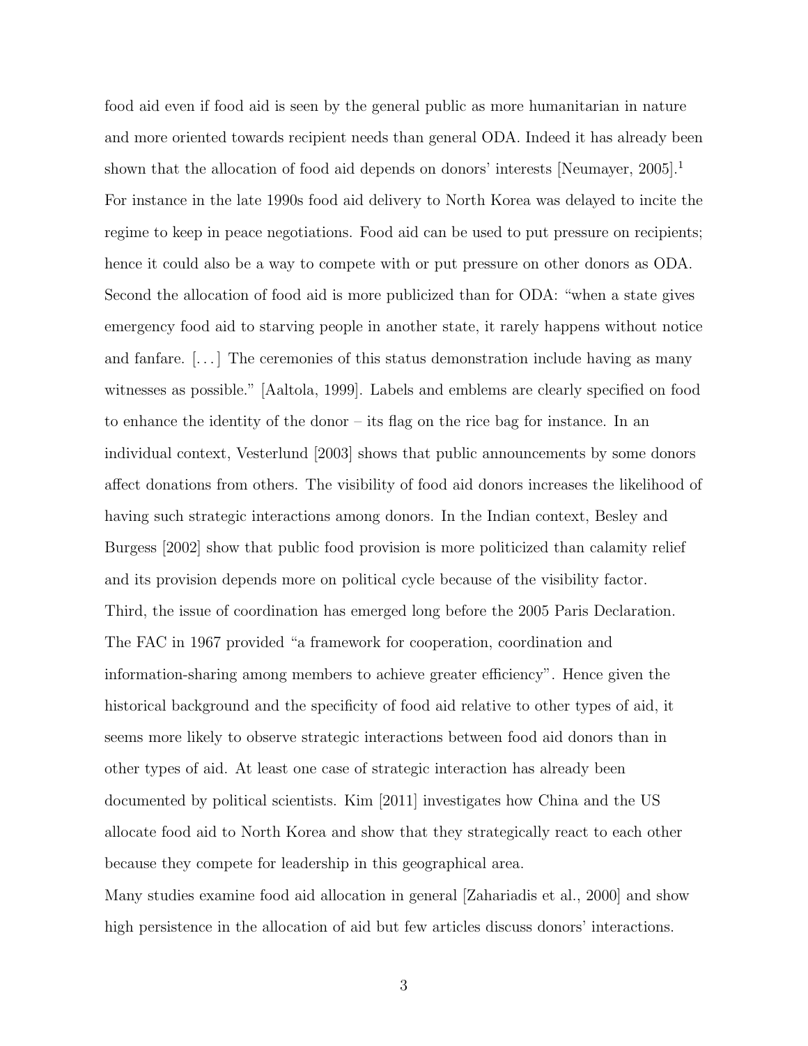food aid even if food aid is seen by the general public as more humanitarian in nature and more oriented towards recipient needs than general ODA. Indeed it has already been shown that the allocation of food aid depends on donors' interests [Neumayer, 2005].[1] For instance in the late 1990s food aid delivery to North Korea was delayed to incite the regime to keep in peace negotiations. Food aid can be used to put pressure on recipients; hence it could also be a way to compete with or put pressure on other donors as ODA. Second the allocation of food aid is more publicized than for ODA: "when a state gives emergency food aid to starving people in another state, it rarely happens without notice and fanfare. [...] The ceremonies of this status demonstration include having as many witnesses as possible." [Aaltola, 1999]. Labels and emblems are clearly specified on food to enhance the identity of the donor – its flag on the rice bag for instance. In an individual context, Vesterlund [2003] shows that public announcements by some donors affect donations from others. The visibility of food aid donors increases the likelihood of having such strategic interactions among donors. In the Indian context, Besley and Burgess [2002] show that public food provision is more politicized than calamity relief and its provision depends more on political cycle because of the visibility factor. Third, the issue of coordination has emerged long before the 2005 Paris Declaration. The FAC in 1967 provided "a framework for cooperation, coordination and information-sharing among members to achieve greater efficiency". Hence given the historical background and the specificity of food aid relative to other types of aid, it seems more likely to observe strategic interactions between food aid donors than in other types of aid. At least one case of strategic interaction has already been documented by political scientists. Kim [2011] investigates how China and the US allocate food aid to North Korea and show that they strategically react to each other because they compete for leadership in this geographical area.

Many studies examine food aid allocation in general [Zahariadis et al., 2000] and show high persistence in the allocation of aid but few articles discuss donors' interactions.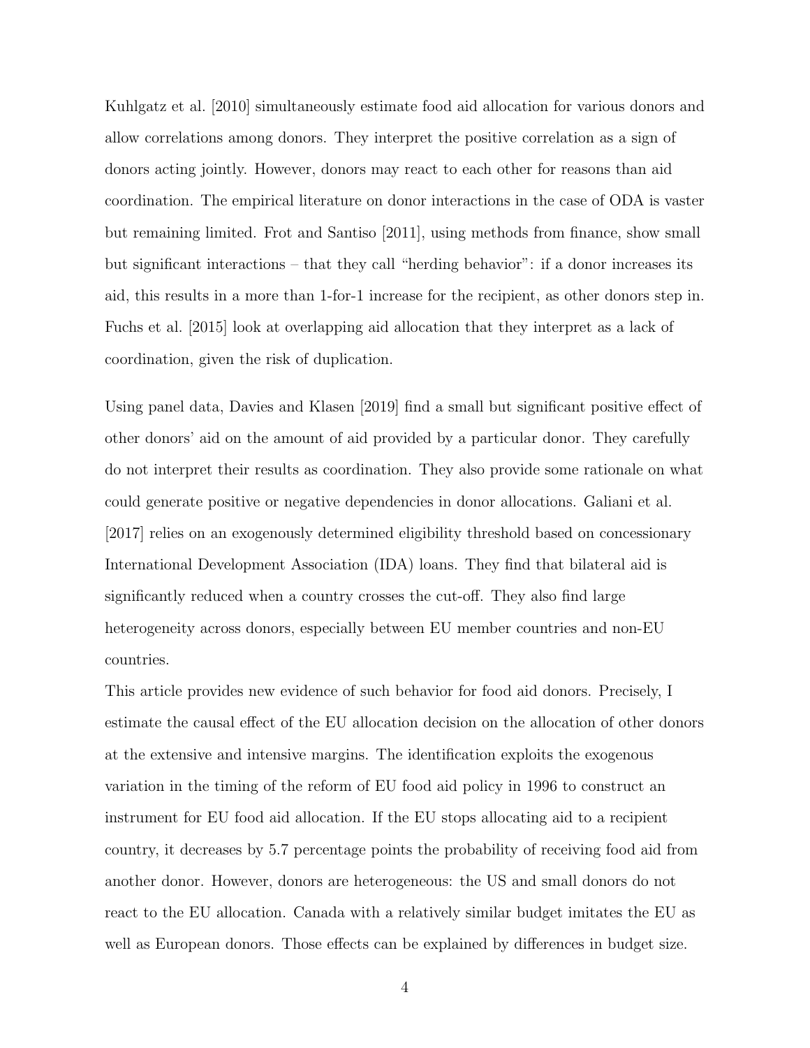Kuhlgatz et al. [2010] simultaneously estimate food aid allocation for various donors and allow correlations among donors. They interpret the positive correlation as a sign of donors acting jointly. However, donors may react to each other for reasons than aid coordination. The empirical literature on donor interactions in the case of ODA is vaster but remaining limited. Frot and Santiso [2011], using methods from finance, show small but significant interactions – that they call "herding behavior": if a donor increases its aid, this results in a more than 1-for-1 increase for the recipient, as other donors step in. Fuchs et al. [2015] look at overlapping aid allocation that they interpret as a lack of coordination, given the risk of duplication.

Using panel data, Davies and Klasen [2019] find a small but significant positive effect of other donors' aid on the amount of aid provided by a particular donor. They carefully do not interpret their results as coordination. They also provide some rationale on what could generate positive or negative dependencies in donor allocations. Galiani et al. [2017] relies on an exogenously determined eligibility threshold based on concessionary International Development Association (IDA) loans. They find that bilateral aid is significantly reduced when a country crosses the cut-off. They also find large heterogeneity across donors, especially between EU member countries and non-EU countries.

This article provides new evidence of such behavior for food aid donors. Precisely, I estimate the causal effect of the EU allocation decision on the allocation of other donors at the extensive and intensive margins. The identification exploits the exogenous variation in the timing of the reform of EU food aid policy in 1996 to construct an instrument for EU food aid allocation. If the EU stops allocating aid to a recipient country, it decreases by 5.7 percentage points the probability of receiving food aid from another donor. However, donors are heterogeneous: the US and small donors do not react to the EU allocation. Canada with a relatively similar budget imitates the EU as well as European donors. Those effects can be explained by differences in budget size.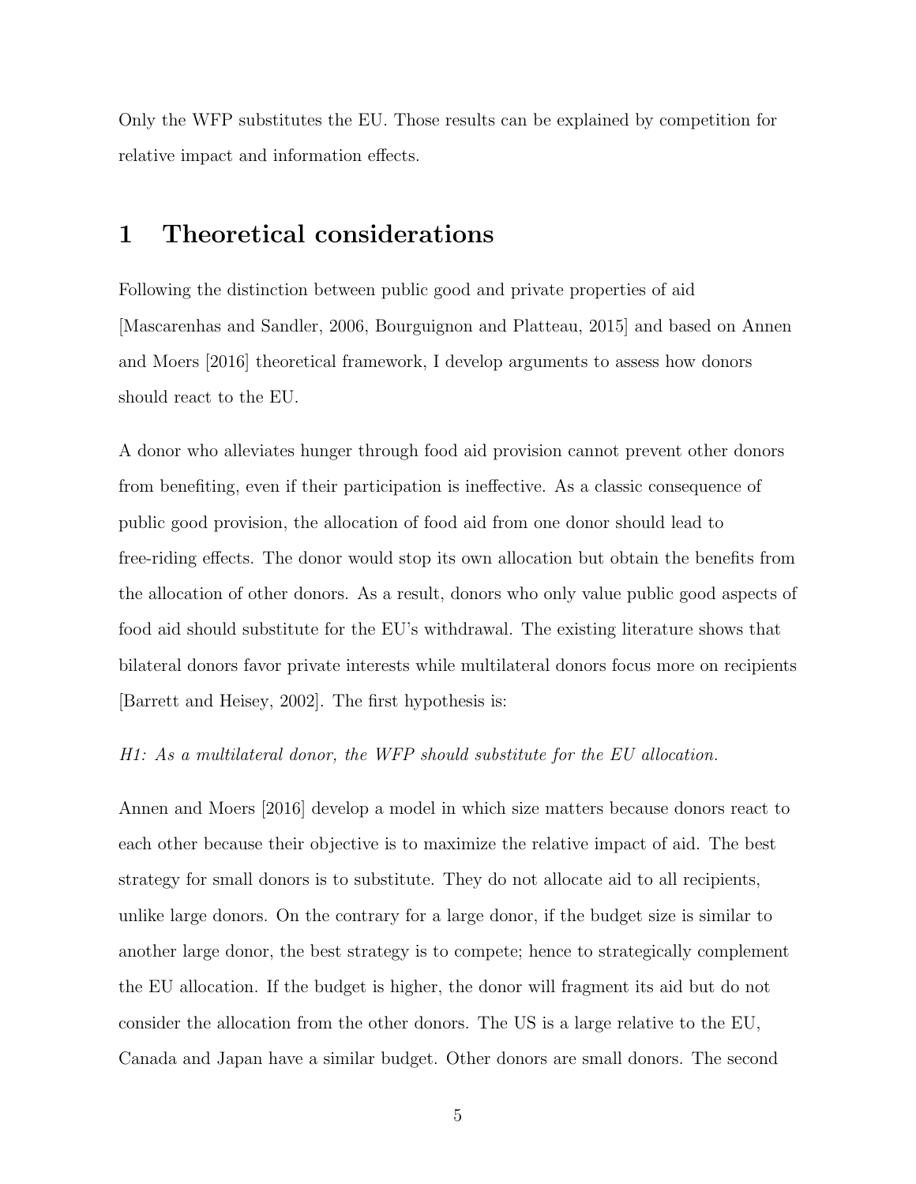Only the WFP substitutes the EU. Those results can be explained by competition for relative impact and information effects.

# 1 Theoretical considerations

Following the distinction between public good and private properties of aid [Mascarenhas and Sandler, 2006, Bourguignon and Platteau, 2015] and based on Annen and Moers [2016] theoretical framework, I develop arguments to assess how donors should react to the EU.

A donor who alleviates hunger through food aid provision cannot prevent other donors from benefiting, even if their participation is ineffective. As a classic consequence of public good provision, the allocation of food aid from one donor should lead to free-riding effects. The donor would stop its own allocation but obtain the benefits from the allocation of other donors. As a result, donors who only value public good aspects of food aid should substitute for the EU's withdrawal. The existing literature shows that bilateral donors favor private interests while multilateral donors focus more on recipients [Barrett and Heisey, 2002]. The first hypothesis is:

*H1: As a multilateral donor, the WFP should substitute for the EU allocation.*

Annen and Moers [2016] develop a model in which size matters because donors react to each other because their objective is to maximize the relative impact of aid. The best strategy for small donors is to substitute. They do not allocate aid to all recipients, unlike large donors. On the contrary for a large donor, if the budget size is similar to another large donor, the best strategy is to compete; hence to strategically complement the EU allocation. If the budget is higher, the donor will fragment its aid but do not consider the allocation from the other donors. The US is a large relative to the EU, Canada and Japan have a similar budget. Other donors are small donors. The second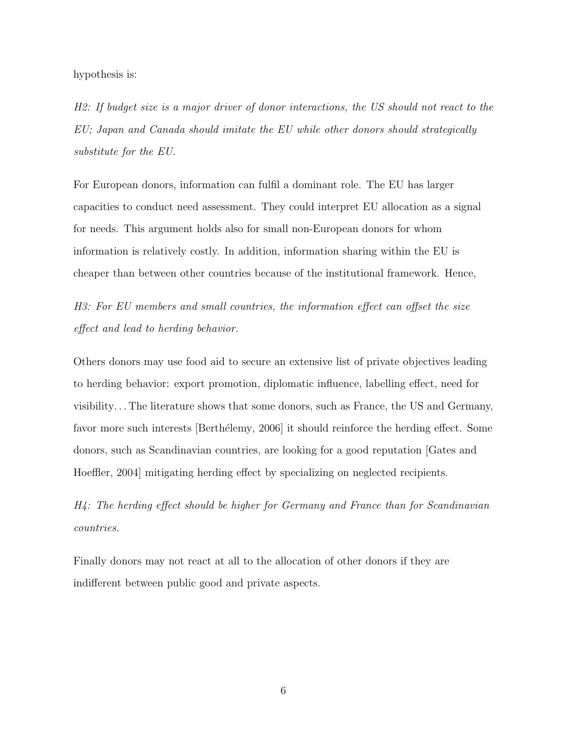hypothesis is:

*H2: If budget size is a major driver of donor interactions, the US should not react to the EU; Japan and Canada should imitate the EU while other donors should strategically substitute for the EU.*

For European donors, information can fulfil a dominant role. The EU has larger capacities to conduct need assessment. They could interpret EU allocation as a signal for needs. This argument holds also for small non-European donors for whom information is relatively costly. In addition, information sharing within the EU is cheaper than between other countries because of the institutional framework. Hence,

*H3: For EU members and small countries, the information effect can offset the size effect and lead to herding behavior.*

Others donors may use food aid to secure an extensive list of private objectives leading to herding behavior: export promotion, diplomatic influence, labelling effect, need for visibility... The literature shows that some donors, such as France, the US and Germany, favor more such interests [Berthélemy, 2006] it should reinforce the herding effect. Some donors, such as Scandinavian countries, are looking for a good reputation [Gates and Hoeffler, 2004] mitigating herding effect by specializing on neglected recipients.

*H4: The herding effect should be higher for Germany and France than for Scandinavian countries.*

Finally donors may not react at all to the allocation of other donors if they are indifferent between public good and private aspects.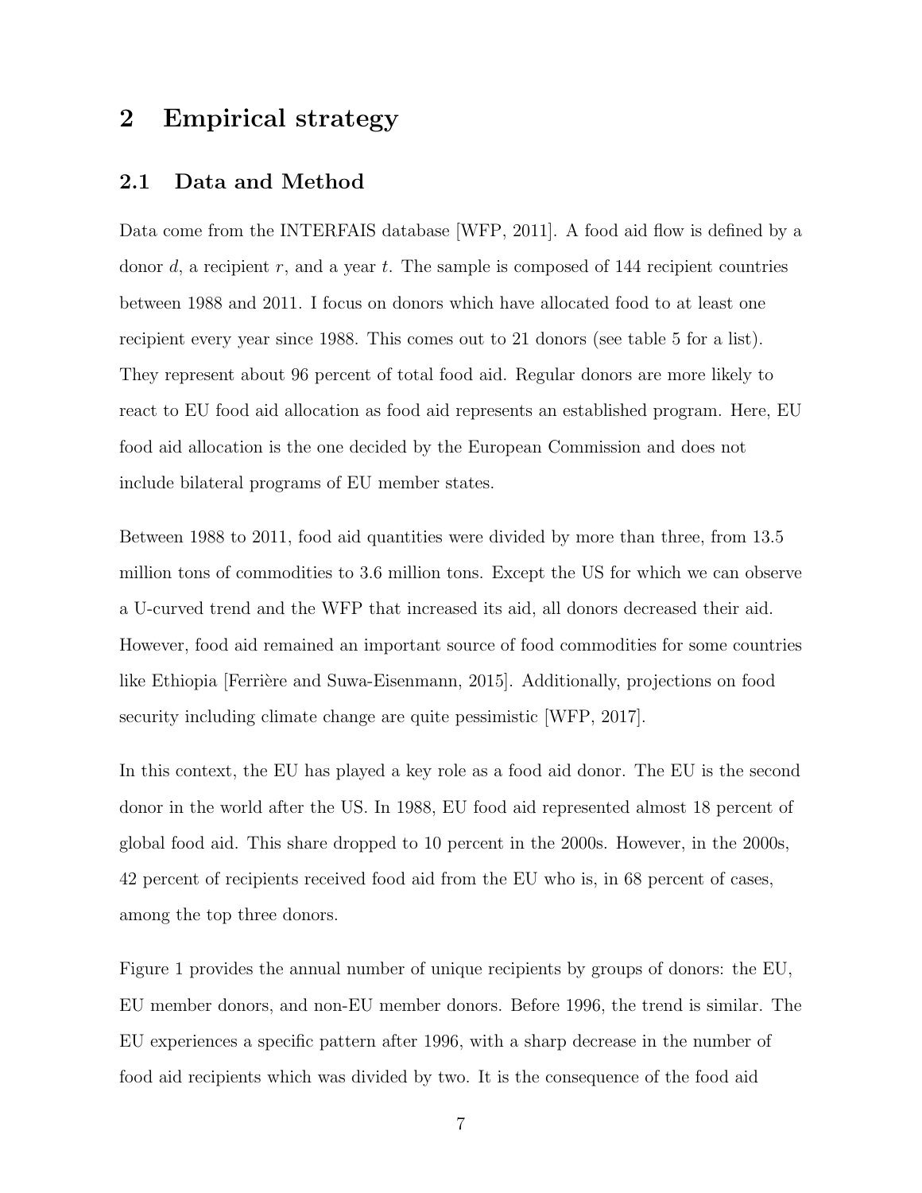# 2 Empirical strategy

## 2.1 Data and Method

Data come from the INTERFAIS database [WFP, 2011]. A food aid flow is defined by a donor $d$, a recipient $r$, and a year $t$. The sample is composed of 144 recipient countries between 1988 and 2011. I focus on donors which have allocated food to at least one recipient every year since 1988. This comes out to 21 donors (see table 5 for a list). They represent about 96 percent of total food aid. Regular donors are more likely to react to EU food aid allocation as food aid represents an established program. Here, EU food aid allocation is the one decided by the European Commission and does not include bilateral programs of EU member states.

Between 1988 to 2011, food aid quantities were divided by more than three, from 13.5 million tons of commodities to 3.6 million tons. Except the US for which we can observe a U-curved trend and the WFP that increased its aid, all donors decreased their aid. However, food aid remained an important source of food commodities for some countries like Ethiopia [Ferrière and Suwa-Eisenmann, 2015]. Additionally, projections on food security including climate change are quite pessimistic [WFP, 2017].

In this context, the EU has played a key role as a food aid donor. The EU is the second donor in the world after the US. In 1988, EU food aid represented almost 18 percent of global food aid. This share dropped to 10 percent in the 2000s. However, in the 2000s, 42 percent of recipients received food aid from the EU who is, in 68 percent of cases, among the top three donors.

Figure 1 provides the annual number of unique recipients by groups of donors: the EU, EU member donors, and non-EU member donors. Before 1996, the trend is similar. The EU experiences a specific pattern after 1996, with a sharp decrease in the number of food aid recipients which was divided by two. It is the consequence of the food aid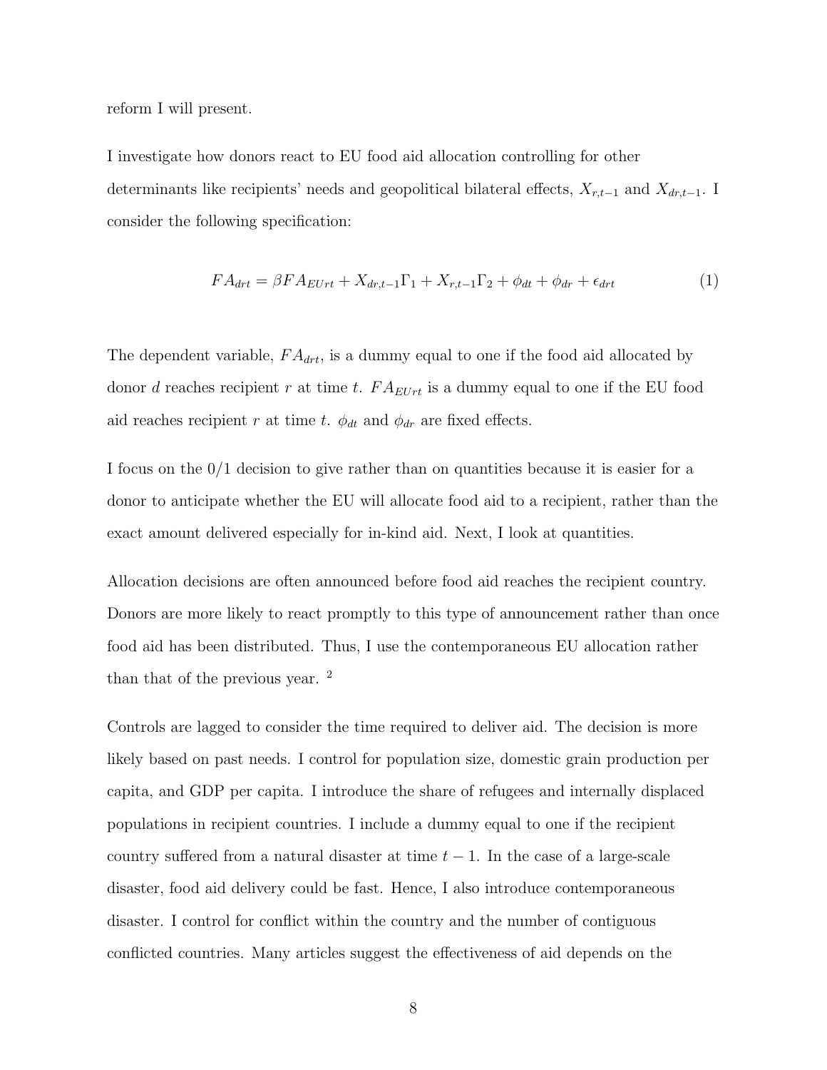reform I will present.

I investigate how donors react to EU food aid allocation controlling for other determinants like recipients' needs and geopolitical bilateral effects, $X_{r,t-1}$ and $X_{dr,t-1}$. I consider the following specification:

$$FA_{drt} = \beta FA_{EUrt} + X_{dr,t-1}\Gamma_1 + X_{r,t-1}\Gamma_2 + \phi_{dt} + \phi_{dr} + \epsilon_{drt} \tag{1}$$

The dependent variable, $FA_{drt}$, is a dummy equal to one if the food aid allocated by donor $d$ reaches recipient $r$ at time $t$. $FA_{EUrt}$ is a dummy equal to one if the EU food aid reaches recipient $r$ at time $t$. $\phi_{dt}$ and $\phi_{dr}$ are fixed effects.

I focus on the 0/1 decision to give rather than on quantities because it is easier for a donor to anticipate whether the EU will allocate food aid to a recipient, rather than the exact amount delivered especially for in-kind aid. Next, I look at quantities.

Allocation decisions are often announced before food aid reaches the recipient country. Donors are more likely to react promptly to this type of announcement rather than once food aid has been distributed. Thus, I use the contemporaneous EU allocation rather than that of the previous year. [2]

Controls are lagged to consider the time required to deliver aid. The decision is more likely based on past needs. I control for population size, domestic grain production per capita, and GDP per capita. I introduce the share of refugees and internally displaced populations in recipient countries. I include a dummy equal to one if the recipient country suffered from a natural disaster at time $t-1$. In the case of a large-scale disaster, food aid delivery could be fast. Hence, I also introduce contemporaneous disaster. I control for conflict within the country and the number of contiguous conflicted countries. Many articles suggest the effectiveness of aid depends on the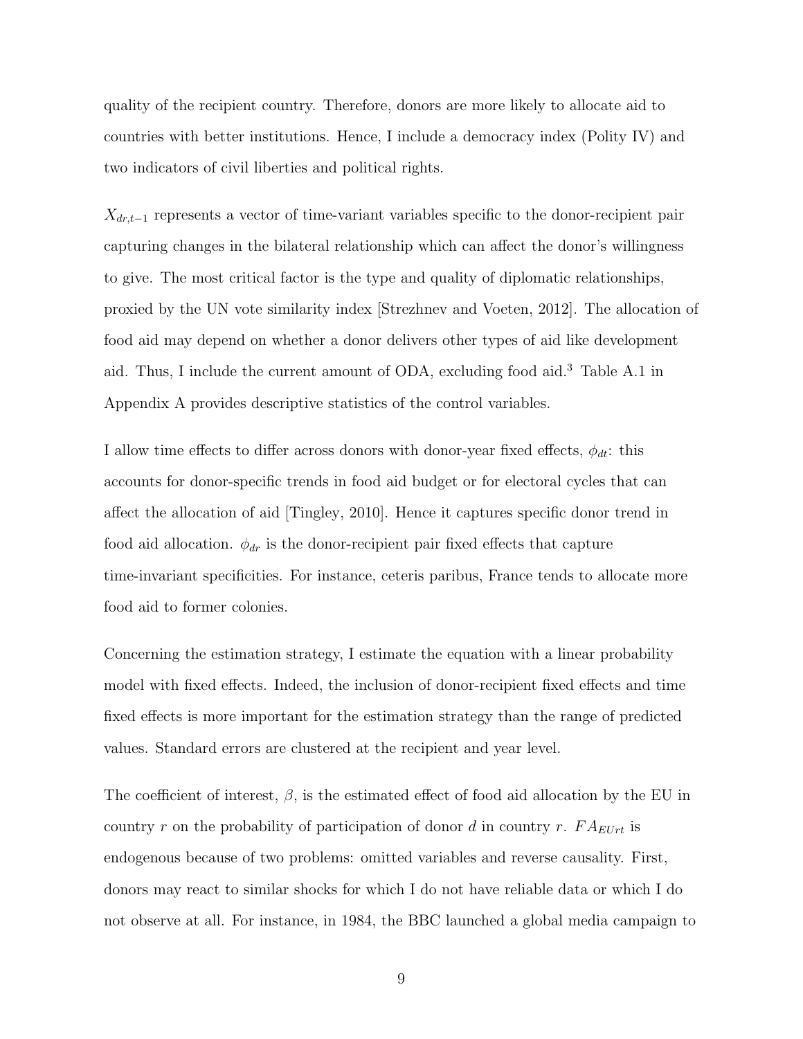quality of the recipient country. Therefore, donors are more likely to allocate aid to countries with better institutions. Hence, I include a democracy index (Polity IV) and two indicators of civil liberties and political rights.

$X_{dr,t-1}$ represents a vector of time-variant variables specific to the donor-recipient pair capturing changes in the bilateral relationship which can affect the donor's willingness to give. The most critical factor is the type and quality of diplomatic relationships, proxied by the UN vote similarity index [Strezhnev and Voeten, 2012]. The allocation of food aid may depend on whether a donor delivers other types of aid like development aid. Thus, I include the current amount of ODA, excluding food aid.[3] Table A.1 in Appendix A provides descriptive statistics of the control variables.

I allow time effects to differ across donors with donor-year fixed effects, $\phi_{dt}$: this accounts for donor-specific trends in food aid budget or for electoral cycles that can affect the allocation of aid [Tingley, 2010]. Hence it captures specific donor trend in food aid allocation. $\phi_{dr}$ is the donor-recipient pair fixed effects that capture time-invariant specificities. For instance, ceteris paribus, France tends to allocate more food aid to former colonies.

Concerning the estimation strategy, I estimate the equation with a linear probability model with fixed effects. Indeed, the inclusion of donor-recipient fixed effects and time fixed effects is more important for the estimation strategy than the range of predicted values. Standard errors are clustered at the recipient and year level.

The coefficient of interest, $\beta$, is the estimated effect of food aid allocation by the EU in country $r$ on the probability of participation of donor $d$ in country $r$. $FA_{EUrt}$ is endogenous because of two problems: omitted variables and reverse causality. First, donors may react to similar shocks for which I do not have reliable data or which I do not observe at all. For instance, in 1984, the BBC launched a global media campaign to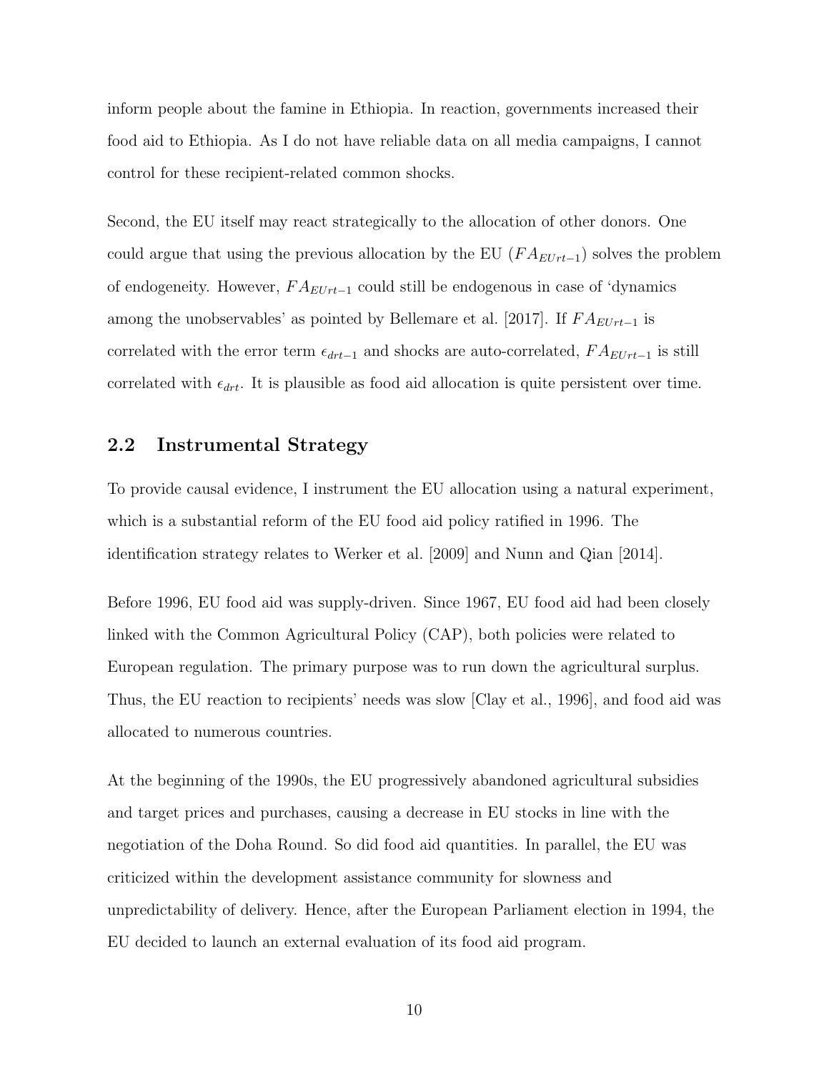inform people about the famine in Ethiopia. In reaction, governments increased their food aid to Ethiopia. As I do not have reliable data on all media campaigns, I cannot control for these recipient-related common shocks.

Second, the EU itself may react strategically to the allocation of other donors. One could argue that using the previous allocation by the EU ($FA_{EUrt-1}$) solves the problem of endogeneity. However, $FA_{EUrt-1}$ could still be endogenous in case of 'dynamics among the unobservables' as pointed by Bellemare et al. [2017]. If $FA_{EUrt-1}$ is correlated with the error term $\epsilon_{drt-1}$ and shocks are auto-correlated, $FA_{EUrt-1}$ is still correlated with $\epsilon_{drt}$. It is plausible as food aid allocation is quite persistent over time.

## 2.2 Instrumental Strategy

To provide causal evidence, I instrument the EU allocation using a natural experiment, which is a substantial reform of the EU food aid policy ratified in 1996. The identification strategy relates to Werker et al. [2009] and Nunn and Qian [2014].

Before 1996, EU food aid was supply-driven. Since 1967, EU food aid had been closely linked with the Common Agricultural Policy (CAP), both policies were related to European regulation. The primary purpose was to run down the agricultural surplus. Thus, the EU reaction to recipients' needs was slow [Clay et al., 1996], and food aid was allocated to numerous countries.

At the beginning of the 1990s, the EU progressively abandoned agricultural subsidies and target prices and purchases, causing a decrease in EU stocks in line with the negotiation of the Doha Round. So did food aid quantities. In parallel, the EU was criticized within the development assistance community for slowness and unpredictability of delivery. Hence, after the European Parliament election in 1994, the EU decided to launch an external evaluation of its food aid program.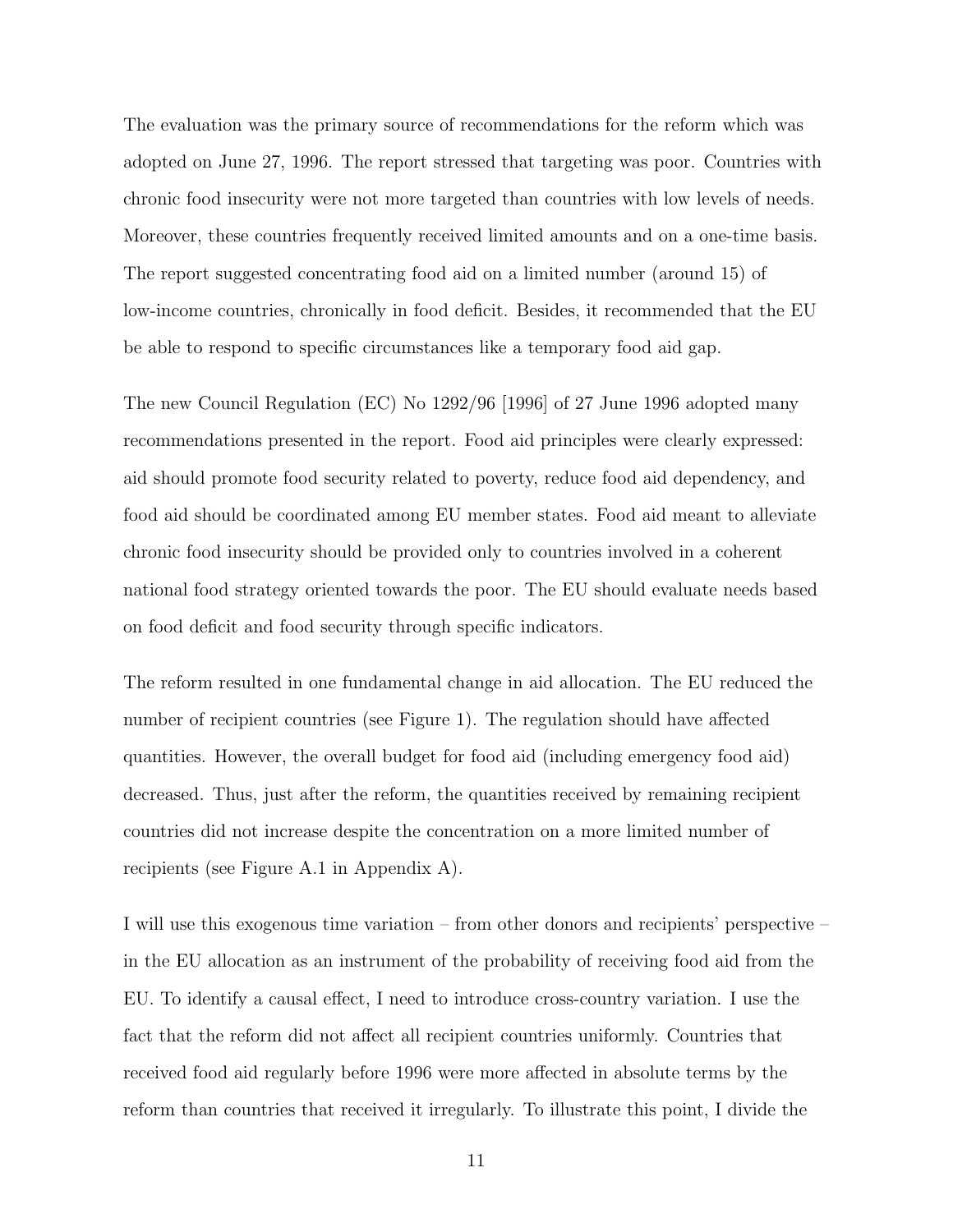The evaluation was the primary source of recommendations for the reform which was adopted on June 27, 1996. The report stressed that targeting was poor. Countries with chronic food insecurity were not more targeted than countries with low levels of needs. Moreover, these countries frequently received limited amounts and on a one-time basis. The report suggested concentrating food aid on a limited number (around 15) of low-income countries, chronically in food deficit. Besides, it recommended that the EU be able to respond to specific circumstances like a temporary food aid gap.

The new Council Regulation (EC) No 1292/96 [1996] of 27 June 1996 adopted many recommendations presented in the report. Food aid principles were clearly expressed: aid should promote food security related to poverty, reduce food aid dependency, and food aid should be coordinated among EU member states. Food aid meant to alleviate chronic food insecurity should be provided only to countries involved in a coherent national food strategy oriented towards the poor. The EU should evaluate needs based on food deficit and food security through specific indicators.

The reform resulted in one fundamental change in aid allocation. The EU reduced the number of recipient countries (see Figure 1). The regulation should have affected quantities. However, the overall budget for food aid (including emergency food aid) decreased. Thus, just after the reform, the quantities received by remaining recipient countries did not increase despite the concentration on a more limited number of recipients (see Figure A.1 in Appendix A).

I will use this exogenous time variation – from other donors and recipients' perspective – in the EU allocation as an instrument of the probability of receiving food aid from the EU. To identify a causal effect, I need to introduce cross-country variation. I use the fact that the reform did not affect all recipient countries uniformly. Countries that received food aid regularly before 1996 were more affected in absolute terms by the reform than countries that received it irregularly. To illustrate this point, I divide the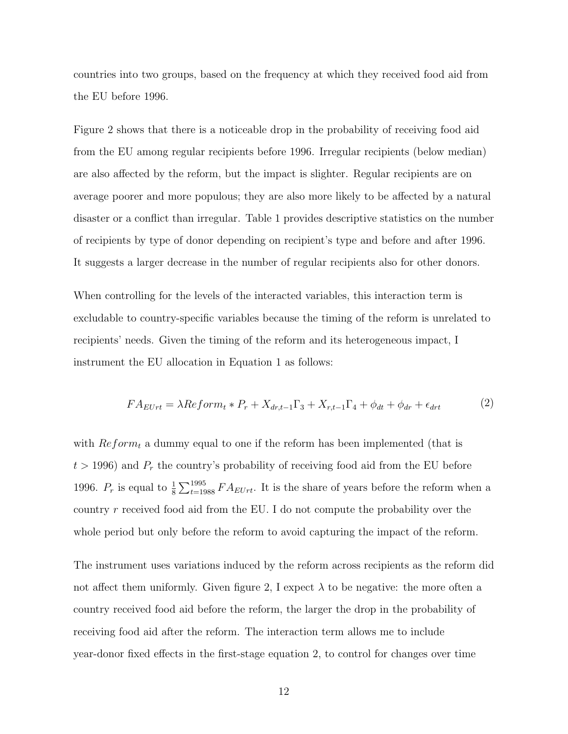countries into two groups, based on the frequency at which they received food aid from the EU before 1996.

Figure 2 shows that there is a noticeable drop in the probability of receiving food aid from the EU among regular recipients before 1996. Irregular recipients (below median) are also affected by the reform, but the impact is slighter. Regular recipients are on average poorer and more populous; they are also more likely to be affected by a natural disaster or a conflict than irregular. Table 1 provides descriptive statistics on the number of recipients by type of donor depending on recipient's type and before and after 1996. It suggests a larger decrease in the number of regular recipients also for other donors.

When controlling for the levels of the interacted variables, this interaction term is excludable to country-specific variables because the timing of the reform is unrelated to recipients' needs. Given the timing of the reform and its heterogeneous impact, I instrument the EU allocation in Equation 1 as follows:

$$FA_{EUrt} = \lambda Reform_t * P_r + X_{dr,t-1}\Gamma_3 + X_{r,t-1}\Gamma_4 + \phi_{dt} + \phi_{dr} + \epsilon_{drt} \tag{2}$$

with $Reform_t$ a dummy equal to one if the reform has been implemented (that is $t > 1996$) and $P_r$ the country's probability of receiving food aid from the EU before 1996. $P_r$ is equal to $\frac{1}{8}\sum_{t=1988}^{1995} FA_{EUrt}$. It is the share of years before the reform when a country $r$ received food aid from the EU. I do not compute the probability over the whole period but only before the reform to avoid capturing the impact of the reform.

The instrument uses variations induced by the reform across recipients as the reform did not affect them uniformly. Given figure 2, I expect $\lambda$ to be negative: the more often a country received food aid before the reform, the larger the drop in the probability of receiving food aid after the reform. The interaction term allows me to include year-donor fixed effects in the first-stage equation 2, to control for changes over time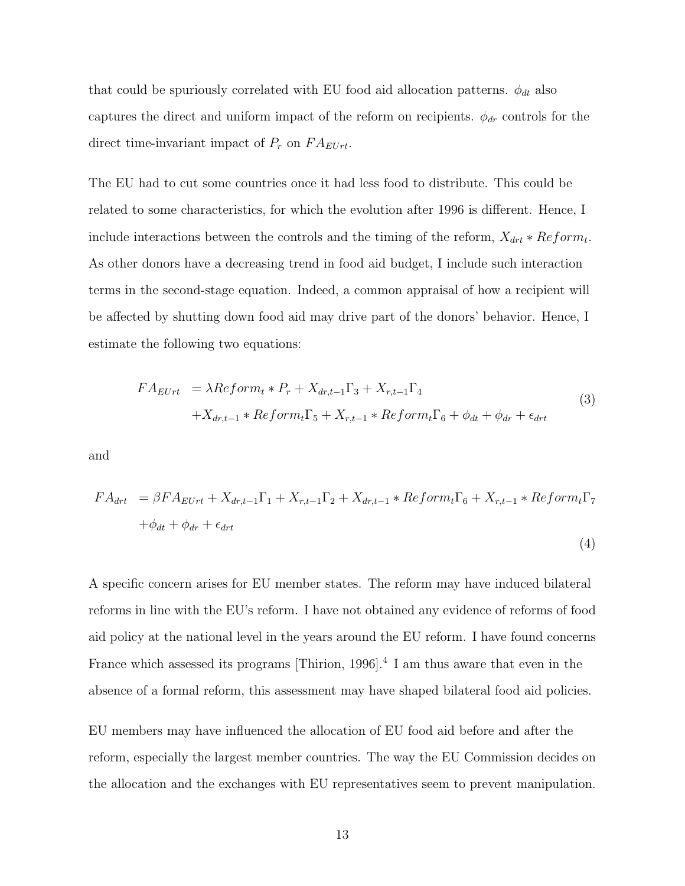that could be spuriously correlated with EU food aid allocation patterns. $\phi_{dt}$ also captures the direct and uniform impact of the reform on recipients. $\phi_{dr}$ controls for the direct time-invariant impact of $P_r$ on $FA_{EUrt}$.

The EU had to cut some countries once it had less food to distribute. This could be related to some characteristics, for which the evolution after 1996 is different. Hence, I include interactions between the controls and the timing of the reform, $X_{drt} * Reform_t$. As other donors have a decreasing trend in food aid budget, I include such interaction terms in the second-stage equation. Indeed, a common appraisal of how a recipient will be affected by shutting down food aid may drive part of the donors' behavior. Hence, I estimate the following two equations:

$$\begin{aligned} FA_{EUrt} &= \lambda Reform_t * P_r + X_{dr,t-1}\Gamma_3 + X_{r,t-1}\Gamma_4 \\ &+ X_{dr,t-1} * Reform_t\Gamma_5 + X_{r,t-1} * Reform_t\Gamma_6 + \phi_{dt} + \phi_{dr} + \epsilon_{drt} \end{aligned} \tag{3}$$

and

$$\begin{aligned} FA_{drt} &= \beta FA_{EUrt} + X_{dr,t-1}\Gamma_1 + X_{r,t-1}\Gamma_2 + X_{dr,t-1} * Reform_t\Gamma_6 + X_{r,t-1} * Reform_t\Gamma_7 \\ &+ \phi_{dt} + \phi_{dr} + \epsilon_{drt} \end{aligned} \tag{4}$$

A specific concern arises for EU member states. The reform may have induced bilateral reforms in line with the EU's reform. I have not obtained any evidence of reforms of food aid policy at the national level in the years around the EU reform. I have found concerns France which assessed its programs [Thirion, 1996].[4] I am thus aware that even in the absence of a formal reform, this assessment may have shaped bilateral food aid policies.

EU members may have influenced the allocation of EU food aid before and after the reform, especially the largest member countries. The way the EU Commission decides on the allocation and the exchanges with EU representatives seem to prevent manipulation.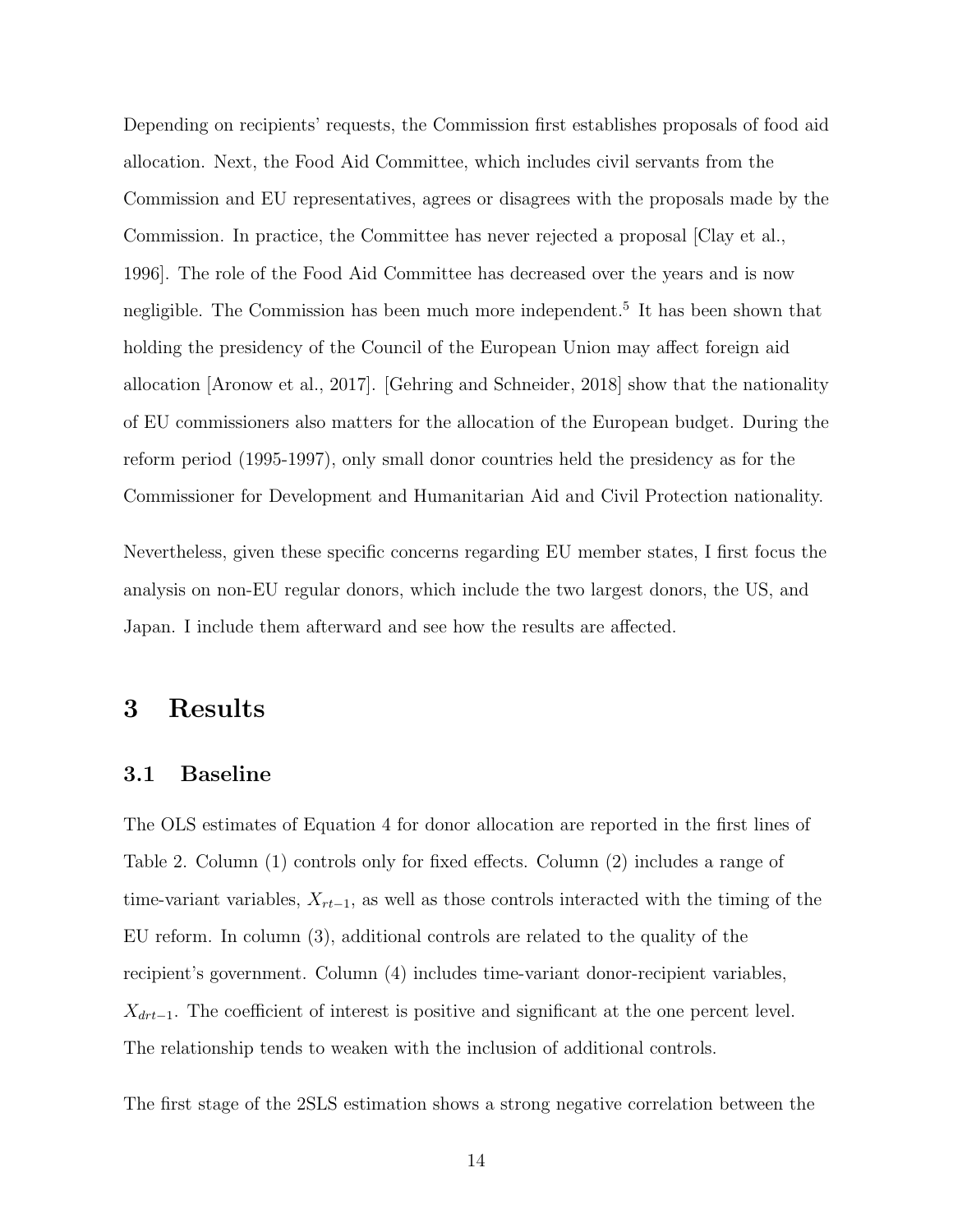Depending on recipients' requests, the Commission first establishes proposals of food aid allocation. Next, the Food Aid Committee, which includes civil servants from the Commission and EU representatives, agrees or disagrees with the proposals made by the Commission. In practice, the Committee has never rejected a proposal [Clay et al., 1996]. The role of the Food Aid Committee has decreased over the years and is now negligible. The Commission has been much more independent.[5] It has been shown that holding the presidency of the Council of the European Union may affect foreign aid allocation [Aronow et al., 2017]. [Gehring and Schneider, 2018] show that the nationality of EU commissioners also matters for the allocation of the European budget. During the reform period (1995-1997), only small donor countries held the presidency as for the Commissioner for Development and Humanitarian Aid and Civil Protection nationality.

Nevertheless, given these specific concerns regarding EU member states, I first focus the analysis on non-EU regular donors, which include the two largest donors, the US, and Japan. I include them afterward and see how the results are affected.

# 3 Results

## 3.1 Baseline

The OLS estimates of Equation 4 for donor allocation are reported in the first lines of Table 2. Column (1) controls only for fixed effects. Column (2) includes a range of time-variant variables, $X_{rt-1}$, as well as those controls interacted with the timing of the EU reform. In column (3), additional controls are related to the quality of the recipient's government. Column (4) includes time-variant donor-recipient variables, $X_{drt-1}$. The coefficient of interest is positive and significant at the one percent level. The relationship tends to weaken with the inclusion of additional controls.

The first stage of the 2SLS estimation shows a strong negative correlation between the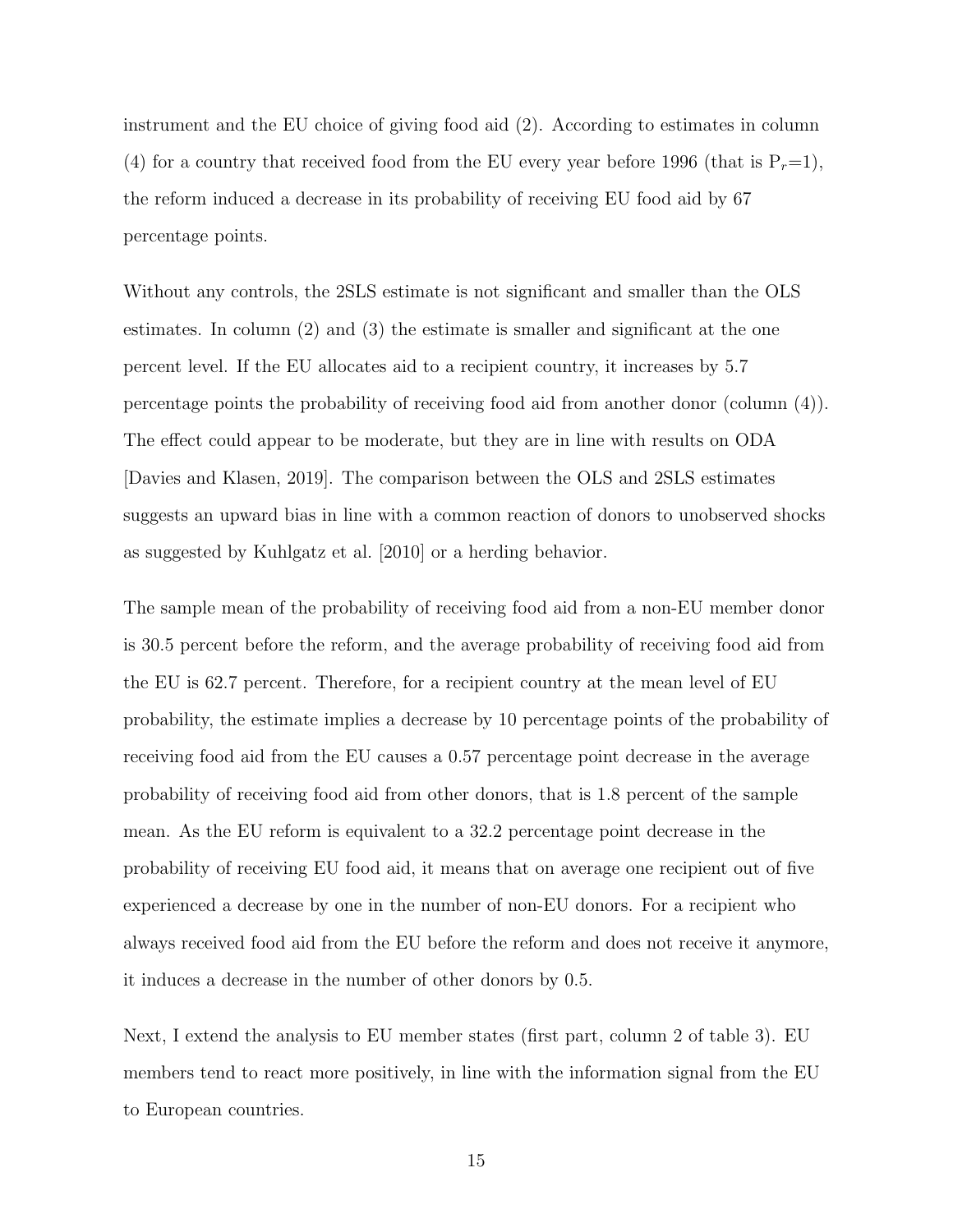instrument and the EU choice of giving food aid (2). According to estimates in column (4) for a country that received food from the EU every year before 1996 (that is $P_r$=1), the reform induced a decrease in its probability of receiving EU food aid by 67 percentage points.

Without any controls, the 2SLS estimate is not significant and smaller than the OLS estimates. In column (2) and (3) the estimate is smaller and significant at the one percent level. If the EU allocates aid to a recipient country, it increases by 5.7 percentage points the probability of receiving food aid from another donor (column (4)). The effect could appear to be moderate, but they are in line with results on ODA [Davies and Klasen, 2019]. The comparison between the OLS and 2SLS estimates suggests an upward bias in line with a common reaction of donors to unobserved shocks as suggested by Kuhlgatz et al. [2010] or a herding behavior.

The sample mean of the probability of receiving food aid from a non-EU member donor is 30.5 percent before the reform, and the average probability of receiving food aid from the EU is 62.7 percent. Therefore, for a recipient country at the mean level of EU probability, the estimate implies a decrease by 10 percentage points of the probability of receiving food aid from the EU causes a 0.57 percentage point decrease in the average probability of receiving food aid from other donors, that is 1.8 percent of the sample mean. As the EU reform is equivalent to a 32.2 percentage point decrease in the probability of receiving EU food aid, it means that on average one recipient out of five experienced a decrease by one in the number of non-EU donors. For a recipient who always received food aid from the EU before the reform and does not receive it anymore, it induces a decrease in the number of other donors by 0.5.

Next, I extend the analysis to EU member states (first part, column 2 of table 3). EU members tend to react more positively, in line with the information signal from the EU to European countries.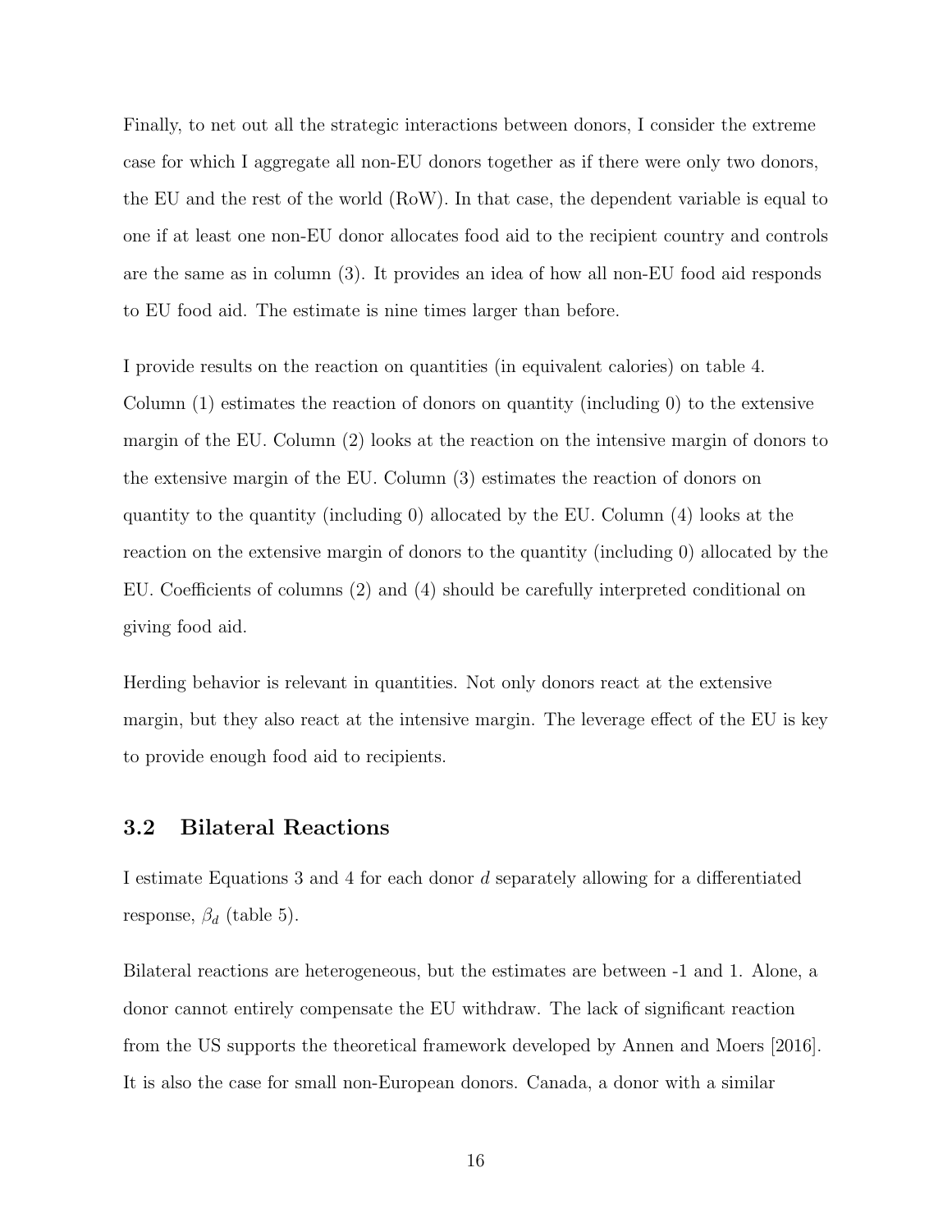Finally, to net out all the strategic interactions between donors, I consider the extreme case for which I aggregate all non-EU donors together as if there were only two donors, the EU and the rest of the world (RoW). In that case, the dependent variable is equal to one if at least one non-EU donor allocates food aid to the recipient country and controls are the same as in column (3). It provides an idea of how all non-EU food aid responds to EU food aid. The estimate is nine times larger than before.

I provide results on the reaction on quantities (in equivalent calories) on table 4. Column (1) estimates the reaction of donors on quantity (including 0) to the extensive margin of the EU. Column (2) looks at the reaction on the intensive margin of donors to the extensive margin of the EU. Column (3) estimates the reaction of donors on quantity to the quantity (including 0) allocated by the EU. Column (4) looks at the reaction on the extensive margin of donors to the quantity (including 0) allocated by the EU. Coefficients of columns (2) and (4) should be carefully interpreted conditional on giving food aid.

Herding behavior is relevant in quantities. Not only donors react at the extensive margin, but they also react at the intensive margin. The leverage effect of the EU is key to provide enough food aid to recipients.

## 3.2 Bilateral Reactions

I estimate Equations 3 and 4 for each donor $d$ separately allowing for a differentiated response, $\beta_d$ (table 5).

Bilateral reactions are heterogeneous, but the estimates are between -1 and 1. Alone, a donor cannot entirely compensate the EU withdraw. The lack of significant reaction from the US supports the theoretical framework developed by Annen and Moers [2016]. It is also the case for small non-European donors. Canada, a donor with a similar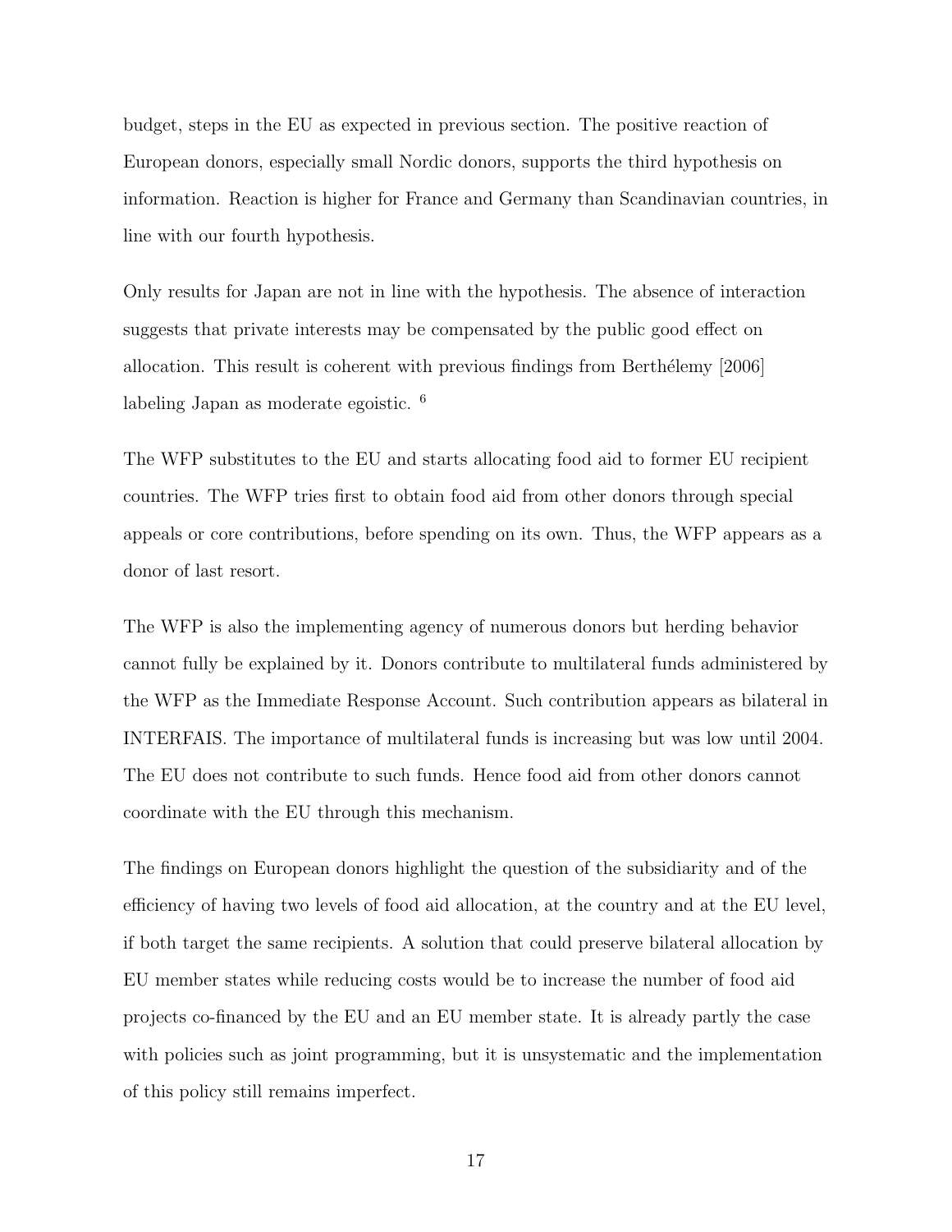budget, steps in the EU as expected in previous section. The positive reaction of European donors, especially small Nordic donors, supports the third hypothesis on information. Reaction is higher for France and Germany than Scandinavian countries, in line with our fourth hypothesis.

Only results for Japan are not in line with the hypothesis. The absence of interaction suggests that private interests may be compensated by the public good effect on allocation. This result is coherent with previous findings from Berthélemy [2006] labeling Japan as moderate egoistic. [6]

The WFP substitutes to the EU and starts allocating food aid to former EU recipient countries. The WFP tries first to obtain food aid from other donors through special appeals or core contributions, before spending on its own. Thus, the WFP appears as a donor of last resort.

The WFP is also the implementing agency of numerous donors but herding behavior cannot fully be explained by it. Donors contribute to multilateral funds administered by the WFP as the Immediate Response Account. Such contribution appears as bilateral in INTERFAIS. The importance of multilateral funds is increasing but was low until 2004. The EU does not contribute to such funds. Hence food aid from other donors cannot coordinate with the EU through this mechanism.

The findings on European donors highlight the question of the subsidiarity and of the efficiency of having two levels of food aid allocation, at the country and at the EU level, if both target the same recipients. A solution that could preserve bilateral allocation by EU member states while reducing costs would be to increase the number of food aid projects co-financed by the EU and an EU member state. It is already partly the case with policies such as joint programming, but it is unsystematic and the implementation of this policy still remains imperfect.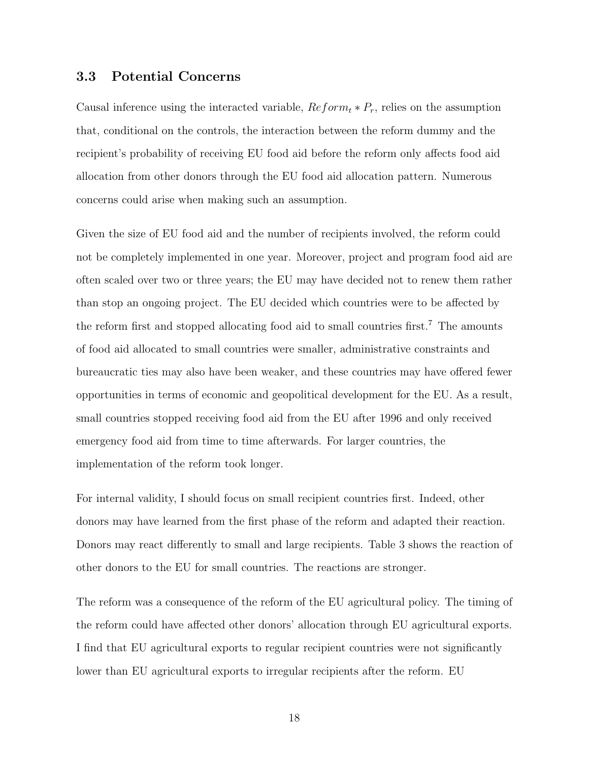### 3.3 Potential Concerns

Causal inference using the interacted variable, $Reform_t * P_r$, relies on the assumption that, conditional on the controls, the interaction between the reform dummy and the recipient's probability of receiving EU food aid before the reform only affects food aid allocation from other donors through the EU food aid allocation pattern. Numerous concerns could arise when making such an assumption.

Given the size of EU food aid and the number of recipients involved, the reform could not be completely implemented in one year. Moreover, project and program food aid are often scaled over two or three years; the EU may have decided not to renew them rather than stop an ongoing project. The EU decided which countries were to be affected by the reform first and stopped allocating food aid to small countries first.[7] The amounts of food aid allocated to small countries were smaller, administrative constraints and bureaucratic ties may also have been weaker, and these countries may have offered fewer opportunities in terms of economic and geopolitical development for the EU. As a result, small countries stopped receiving food aid from the EU after 1996 and only received emergency food aid from time to time afterwards. For larger countries, the implementation of the reform took longer.

For internal validity, I should focus on small recipient countries first. Indeed, other donors may have learned from the first phase of the reform and adapted their reaction. Donors may react differently to small and large recipients. Table 3 shows the reaction of other donors to the EU for small countries. The reactions are stronger.

The reform was a consequence of the reform of the EU agricultural policy. The timing of the reform could have affected other donors' allocation through EU agricultural exports. I find that EU agricultural exports to regular recipient countries were not significantly lower than EU agricultural exports to irregular recipients after the reform. EU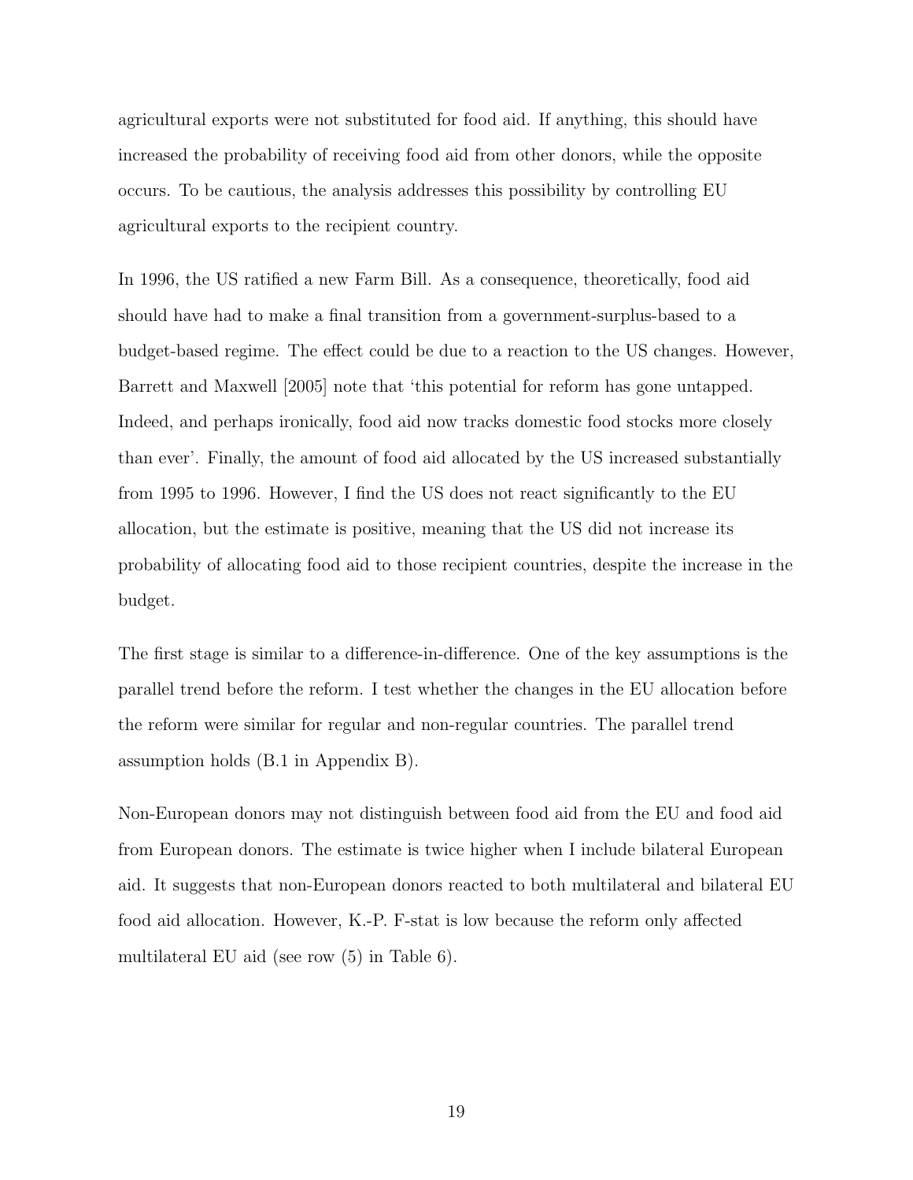agricultural exports were not substituted for food aid. If anything, this should have increased the probability of receiving food aid from other donors, while the opposite occurs. To be cautious, the analysis addresses this possibility by controlling EU agricultural exports to the recipient country.

In 1996, the US ratified a new Farm Bill. As a consequence, theoretically, food aid should have had to make a final transition from a government-surplus-based to a budget-based regime. The effect could be due to a reaction to the US changes. However, Barrett and Maxwell [2005] note that 'this potential for reform has gone untapped. Indeed, and perhaps ironically, food aid now tracks domestic food stocks more closely than ever'. Finally, the amount of food aid allocated by the US increased substantially from 1995 to 1996. However, I find the US does not react significantly to the EU allocation, but the estimate is positive, meaning that the US did not increase its probability of allocating food aid to those recipient countries, despite the increase in the budget.

The first stage is similar to a difference-in-difference. One of the key assumptions is the parallel trend before the reform. I test whether the changes in the EU allocation before the reform were similar for regular and non-regular countries. The parallel trend assumption holds (B.1 in Appendix B).

Non-European donors may not distinguish between food aid from the EU and food aid from European donors. The estimate is twice higher when I include bilateral European aid. It suggests that non-European donors reacted to both multilateral and bilateral EU food aid allocation. However, K.-P. F-stat is low because the reform only affected multilateral EU aid (see row (5) in Table 6).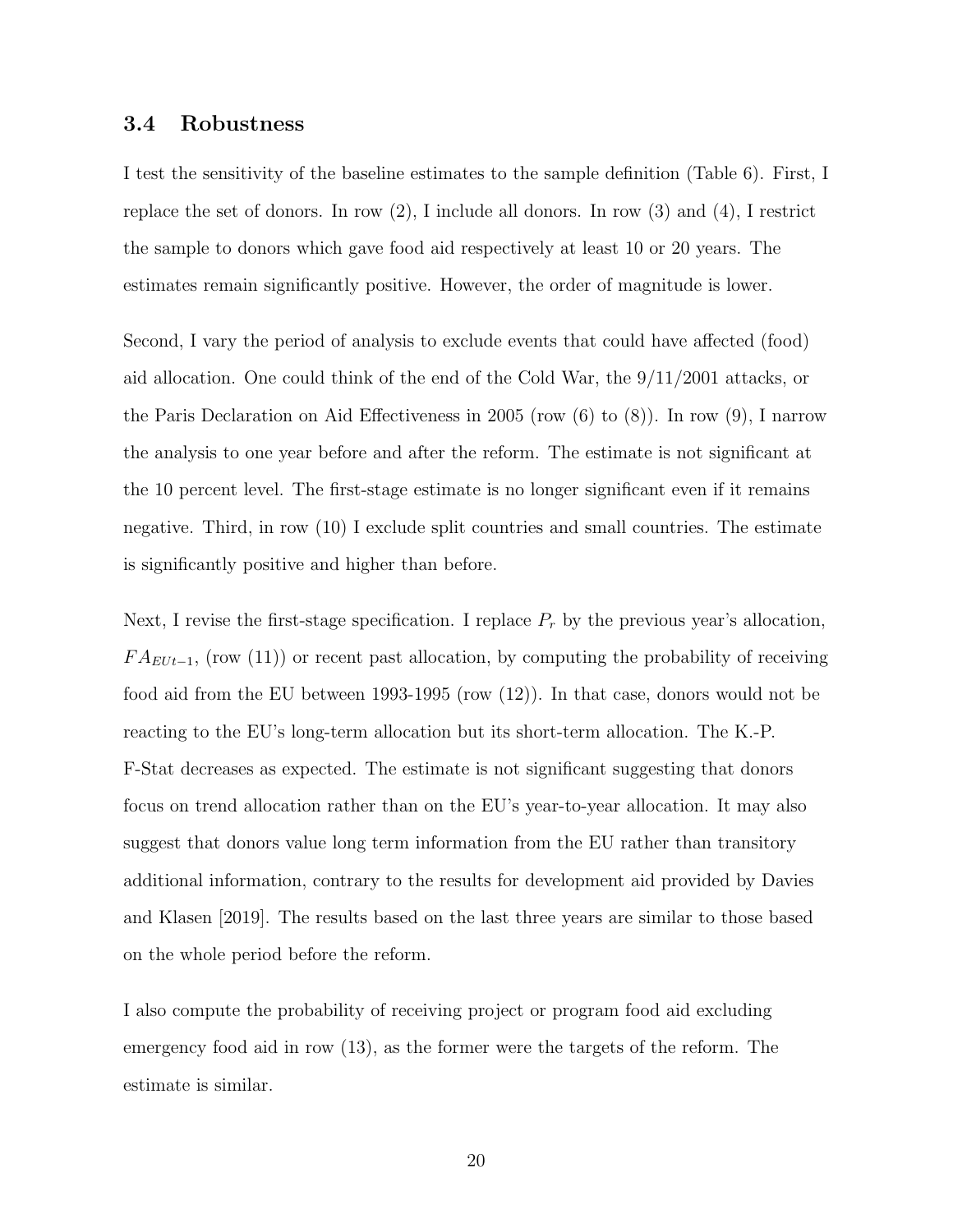### 3.4 Robustness

I test the sensitivity of the baseline estimates to the sample definition (Table 6). First, I replace the set of donors. In row (2), I include all donors. In row (3) and (4), I restrict the sample to donors which gave food aid respectively at least 10 or 20 years. The estimates remain significantly positive. However, the order of magnitude is lower.

Second, I vary the period of analysis to exclude events that could have affected (food) aid allocation. One could think of the end of the Cold War, the 9/11/2001 attacks, or the Paris Declaration on Aid Effectiveness in 2005 (row (6) to (8)). In row (9), I narrow the analysis to one year before and after the reform. The estimate is not significant at the 10 percent level. The first-stage estimate is no longer significant even if it remains negative. Third, in row (10) I exclude split countries and small countries. The estimate is significantly positive and higher than before.

Next, I revise the first-stage specification. I replace $P_r$ by the previous year's allocation, $FA_{EUt-1}$, (row (11)) or recent past allocation, by computing the probability of receiving food aid from the EU between 1993-1995 (row (12)). In that case, donors would not be reacting to the EU's long-term allocation but its short-term allocation. The K.-P. F-Stat decreases as expected. The estimate is not significant suggesting that donors focus on trend allocation rather than on the EU's year-to-year allocation. It may also suggest that donors value long term information from the EU rather than transitory additional information, contrary to the results for development aid provided by Davies and Klasen [2019]. The results based on the last three years are similar to those based on the whole period before the reform.

I also compute the probability of receiving project or program food aid excluding emergency food aid in row (13), as the former were the targets of the reform. The estimate is similar.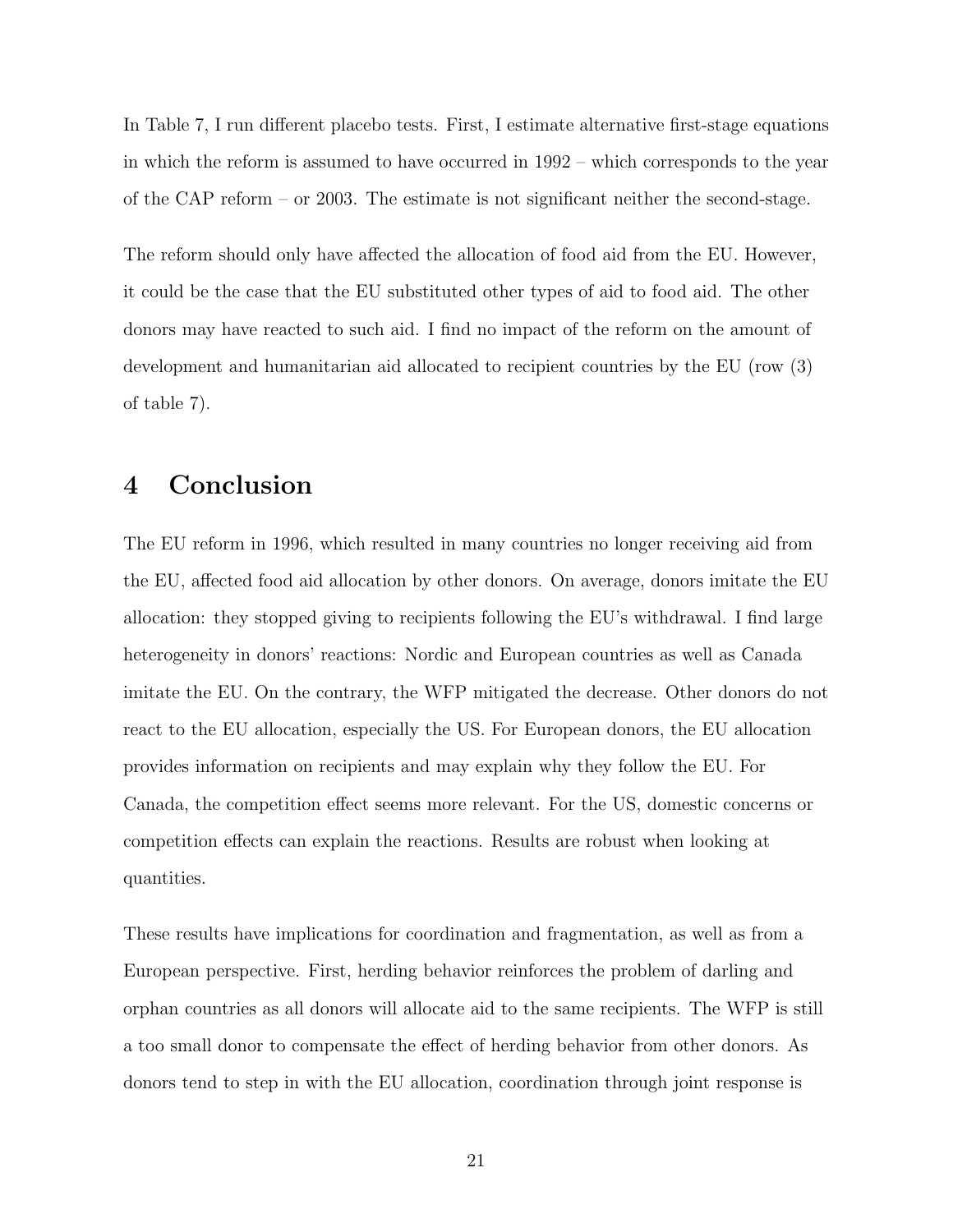In Table 7, I run different placebo tests. First, I estimate alternative first-stage equations in which the reform is assumed to have occurred in 1992 – which corresponds to the year of the CAP reform – or 2003. The estimate is not significant neither the second-stage.

The reform should only have affected the allocation of food aid from the EU. However, it could be the case that the EU substituted other types of aid to food aid. The other donors may have reacted to such aid. I find no impact of the reform on the amount of development and humanitarian aid allocated to recipient countries by the EU (row (3) of table 7).

# 4 Conclusion

The EU reform in 1996, which resulted in many countries no longer receiving aid from the EU, affected food aid allocation by other donors. On average, donors imitate the EU allocation: they stopped giving to recipients following the EU's withdrawal. I find large heterogeneity in donors' reactions: Nordic and European countries as well as Canada imitate the EU. On the contrary, the WFP mitigated the decrease. Other donors do not react to the EU allocation, especially the US. For European donors, the EU allocation provides information on recipients and may explain why they follow the EU. For Canada, the competition effect seems more relevant. For the US, domestic concerns or competition effects can explain the reactions. Results are robust when looking at quantities.

These results have implications for coordination and fragmentation, as well as from a European perspective. First, herding behavior reinforces the problem of darling and orphan countries as all donors will allocate aid to the same recipients. The WFP is still a too small donor to compensate the effect of herding behavior from other donors. As donors tend to step in with the EU allocation, coordination through joint response is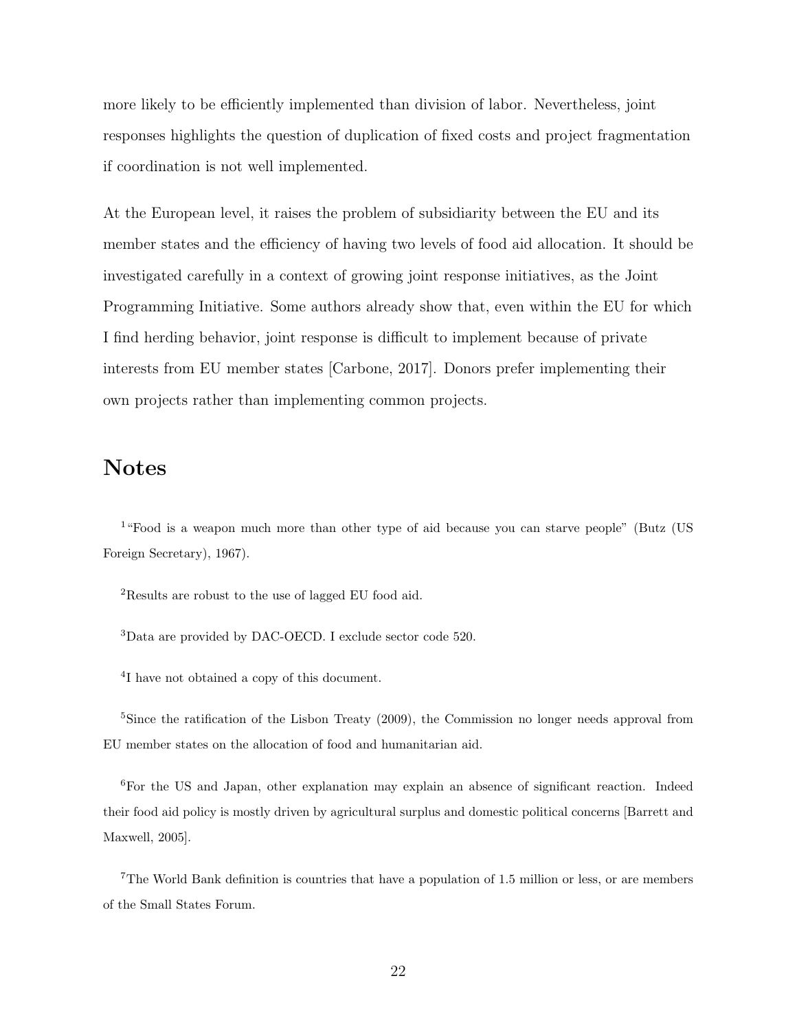more likely to be efficiently implemented than division of labor. Nevertheless, joint responses highlights the question of duplication of fixed costs and project fragmentation if coordination is not well implemented.

At the European level, it raises the problem of subsidiarity between the EU and its member states and the efficiency of having two levels of food aid allocation. It should be investigated carefully in a context of growing joint response initiatives, as the Joint Programming Initiative. Some authors already show that, even within the EU for which I find herding behavior, joint response is difficult to implement because of private interests from EU member states [Carbone, 2017]. Donors prefer implementing their own projects rather than implementing common projects.

# Notes

[1] "Food is a weapon much more than other type of aid because you can starve people" (Butz (US Foreign Secretary), 1967).

[2] Results are robust to the use of lagged EU food aid.

[3] Data are provided by DAC-OECD. I exclude sector code 520.

[4] I have not obtained a copy of this document.

[5] Since the ratification of the Lisbon Treaty (2009), the Commission no longer needs approval from EU member states on the allocation of food and humanitarian aid.

[6] For the US and Japan, other explanation may explain an absence of significant reaction. Indeed their food aid policy is mostly driven by agricultural surplus and domestic political concerns [Barrett and Maxwell, 2005].

[7] The World Bank definition is countries that have a population of 1.5 million or less, or are members of the Small States Forum.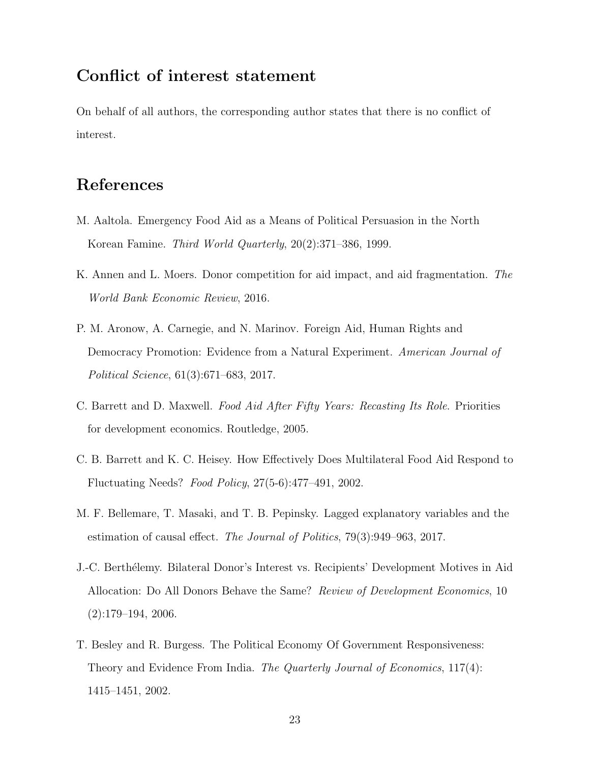## Conflict of interest statement

On behalf of all authors, the corresponding author states that there is no conflict of interest.

## References

M. Aaltola. Emergency Food Aid as a Means of Political Persuasion in the North Korean Famine. *Third World Quarterly*, 20(2):371–386, 1999.

K. Annen and L. Moers. Donor competition for aid impact, and aid fragmentation. *The World Bank Economic Review*, 2016.

P. M. Aronow, A. Carnegie, and N. Marinov. Foreign Aid, Human Rights and Democracy Promotion: Evidence from a Natural Experiment. *American Journal of Political Science*, 61(3):671–683, 2017.

C. Barrett and D. Maxwell. *Food Aid After Fifty Years: Recasting Its Role*. Priorities for development economics. Routledge, 2005.

C. B. Barrett and K. C. Heisey. How Effectively Does Multilateral Food Aid Respond to Fluctuating Needs? *Food Policy*, 27(5-6):477–491, 2002.

M. F. Bellemare, T. Masaki, and T. B. Pepinsky. Lagged explanatory variables and the estimation of causal effect. *The Journal of Politics*, 79(3):949–963, 2017.

J.-C. Berthélemy. Bilateral Donor's Interest vs. Recipients' Development Motives in Aid Allocation: Do All Donors Behave the Same? *Review of Development Economics*, 10 (2):179–194, 2006.

T. Besley and R. Burgess. The Political Economy Of Government Responsiveness: Theory and Evidence From India. *The Quarterly Journal of Economics*, 117(4): 1415–1451, 2002.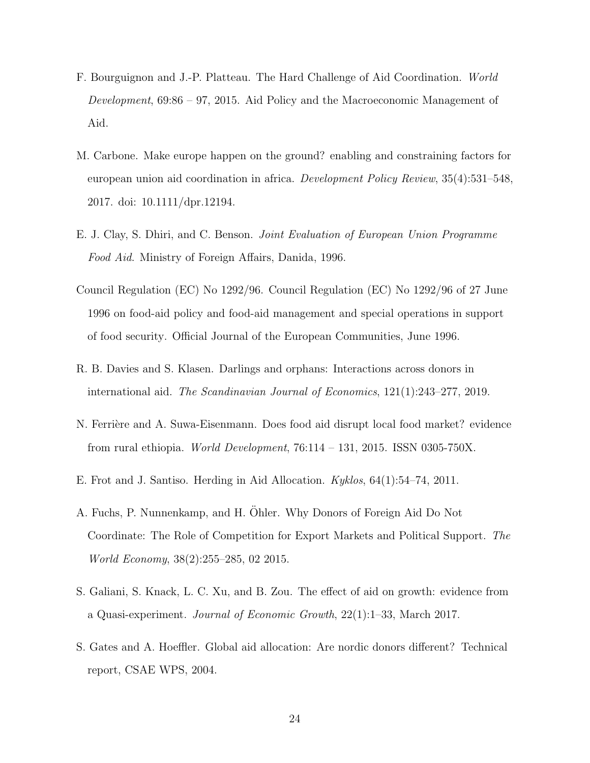F. Bourguignon and J.-P. Platteau. The Hard Challenge of Aid Coordination. *World Development*, 69:86 – 97, 2015. Aid Policy and the Macroeconomic Management of Aid.

M. Carbone. Make europe happen on the ground? enabling and constraining factors for european union aid coordination in africa. *Development Policy Review*, 35(4):531–548, 2017. doi: 10.1111/dpr.12194.

E. J. Clay, S. Dhiri, and C. Benson. *Joint Evaluation of European Union Programme Food Aid*. Ministry of Foreign Affairs, Danida, 1996.

Council Regulation (EC) No 1292/96. Council Regulation (EC) No 1292/96 of 27 June 1996 on food-aid policy and food-aid management and special operations in support of food security. Official Journal of the European Communities, June 1996.

R. B. Davies and S. Klasen. Darlings and orphans: Interactions across donors in international aid. *The Scandinavian Journal of Economics*, 121(1):243–277, 2019.

N. Ferrière and A. Suwa-Eisenmann. Does food aid disrupt local food market? evidence from rural ethiopia. *World Development*, 76:114 – 131, 2015. ISSN 0305-750X.

E. Frot and J. Santiso. Herding in Aid Allocation. *Kyklos*, 64(1):54–74, 2011.

A. Fuchs, P. Nunnenkamp, and H. Öhler. Why Donors of Foreign Aid Do Not Coordinate: The Role of Competition for Export Markets and Political Support. *The World Economy*, 38(2):255–285, 02 2015.

S. Galiani, S. Knack, L. C. Xu, and B. Zou. The effect of aid on growth: evidence from a Quasi-experiment. *Journal of Economic Growth*, 22(1):1–33, March 2017.

S. Gates and A. Hoeffler. Global aid allocation: Are nordic donors different? Technical report, CSAE WPS, 2004.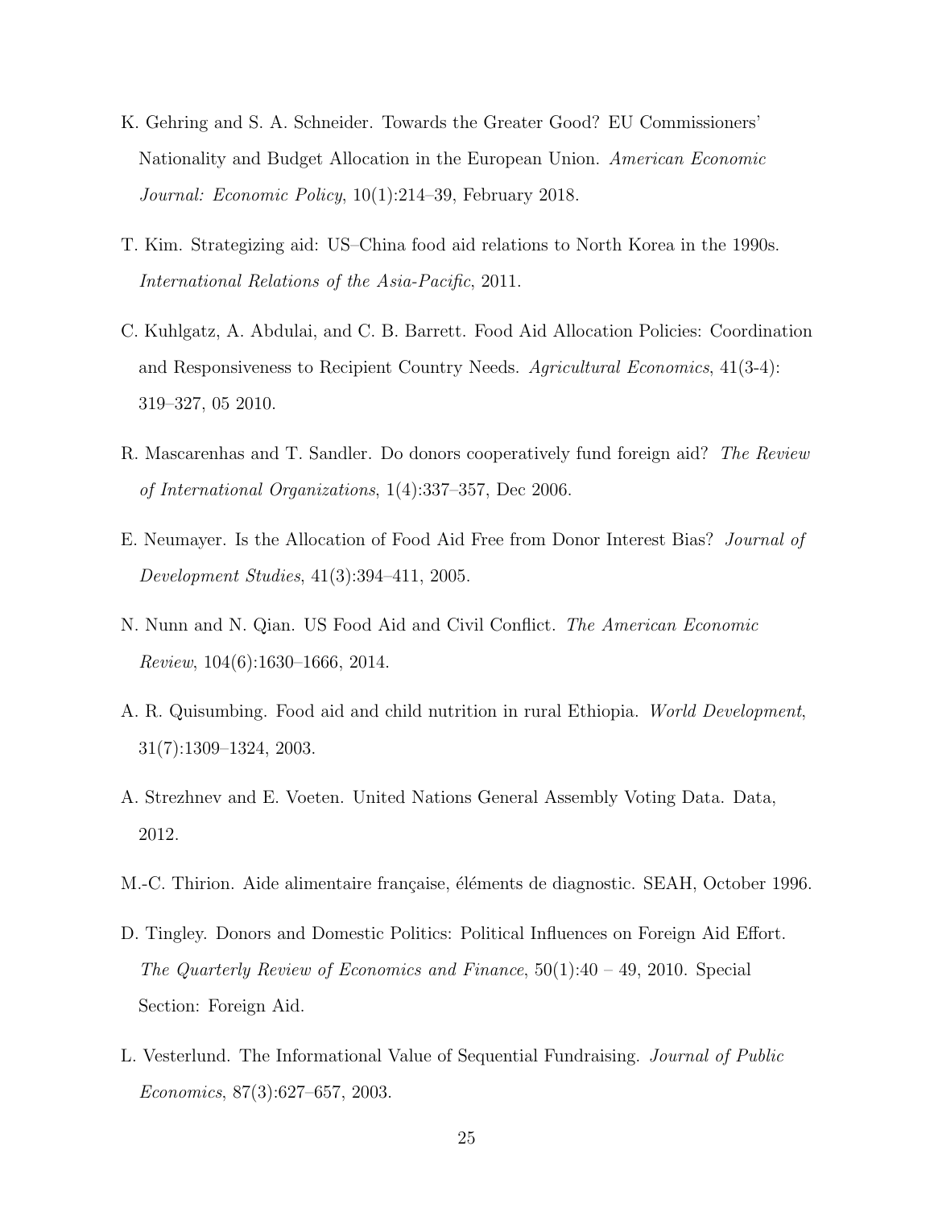K. Gehring and S. A. Schneider. Towards the Greater Good? EU Commissioners' Nationality and Budget Allocation in the European Union. *American Economic Journal: Economic Policy*, 10(1):214–39, February 2018.

T. Kim. Strategizing aid: US–China food aid relations to North Korea in the 1990s. *International Relations of the Asia-Pacific*, 2011.

C. Kuhlgatz, A. Abdulai, and C. B. Barrett. Food Aid Allocation Policies: Coordination and Responsiveness to Recipient Country Needs. *Agricultural Economics*, 41(3-4): 319–327, 05 2010.

R. Mascarenhas and T. Sandler. Do donors cooperatively fund foreign aid? *The Review of International Organizations*, 1(4):337–357, Dec 2006.

E. Neumayer. Is the Allocation of Food Aid Free from Donor Interest Bias? *Journal of Development Studies*, 41(3):394–411, 2005.

N. Nunn and N. Qian. US Food Aid and Civil Conflict. *The American Economic Review*, 104(6):1630–1666, 2014.

A. R. Quisumbing. Food aid and child nutrition in rural Ethiopia. *World Development*, 31(7):1309–1324, 2003.

A. Strezhnev and E. Voeten. United Nations General Assembly Voting Data. Data, 2012.

M.-C. Thirion. Aide alimentaire française, éléments de diagnostic. SEAH, October 1996.

D. Tingley. Donors and Domestic Politics: Political Influences on Foreign Aid Effort. *The Quarterly Review of Economics and Finance*, 50(1):40 – 49, 2010. Special Section: Foreign Aid.

L. Vesterlund. The Informational Value of Sequential Fundraising. *Journal of Public Economics*, 87(3):627–657, 2003.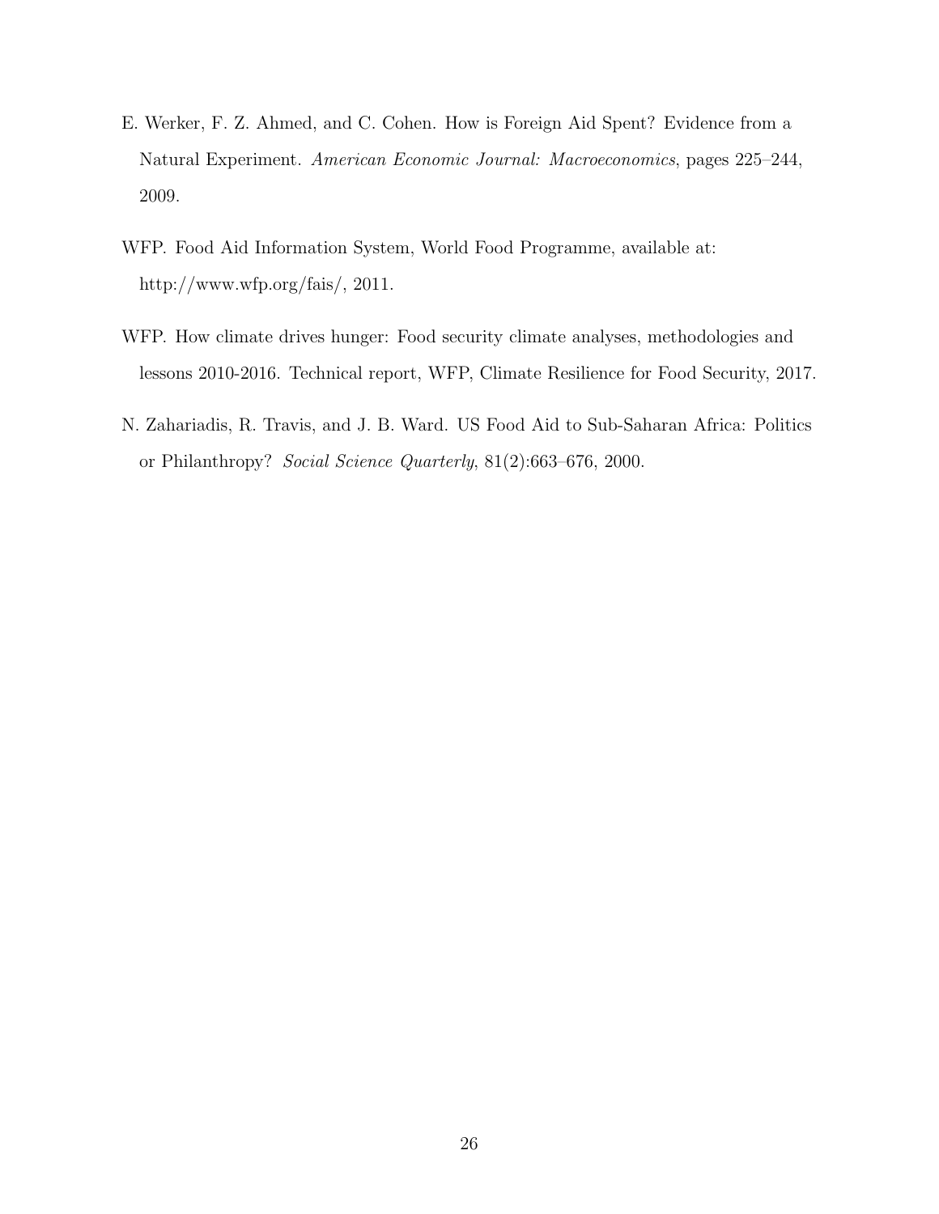E. Werker, F. Z. Ahmed, and C. Cohen. How is Foreign Aid Spent? Evidence from a Natural Experiment. *American Economic Journal: Macroeconomics*, pages 225–244, 2009.

WFP. Food Aid Information System, World Food Programme, available at: http://www.wfp.org/fais/, 2011.

WFP. How climate drives hunger: Food security climate analyses, methodologies and lessons 2010-2016. Technical report, WFP, Climate Resilience for Food Security, 2017.

N. Zahariadis, R. Travis, and J. B. Ward. US Food Aid to Sub-Saharan Africa: Politics or Philanthropy? *Social Science Quarterly*, 81(2):663–676, 2000.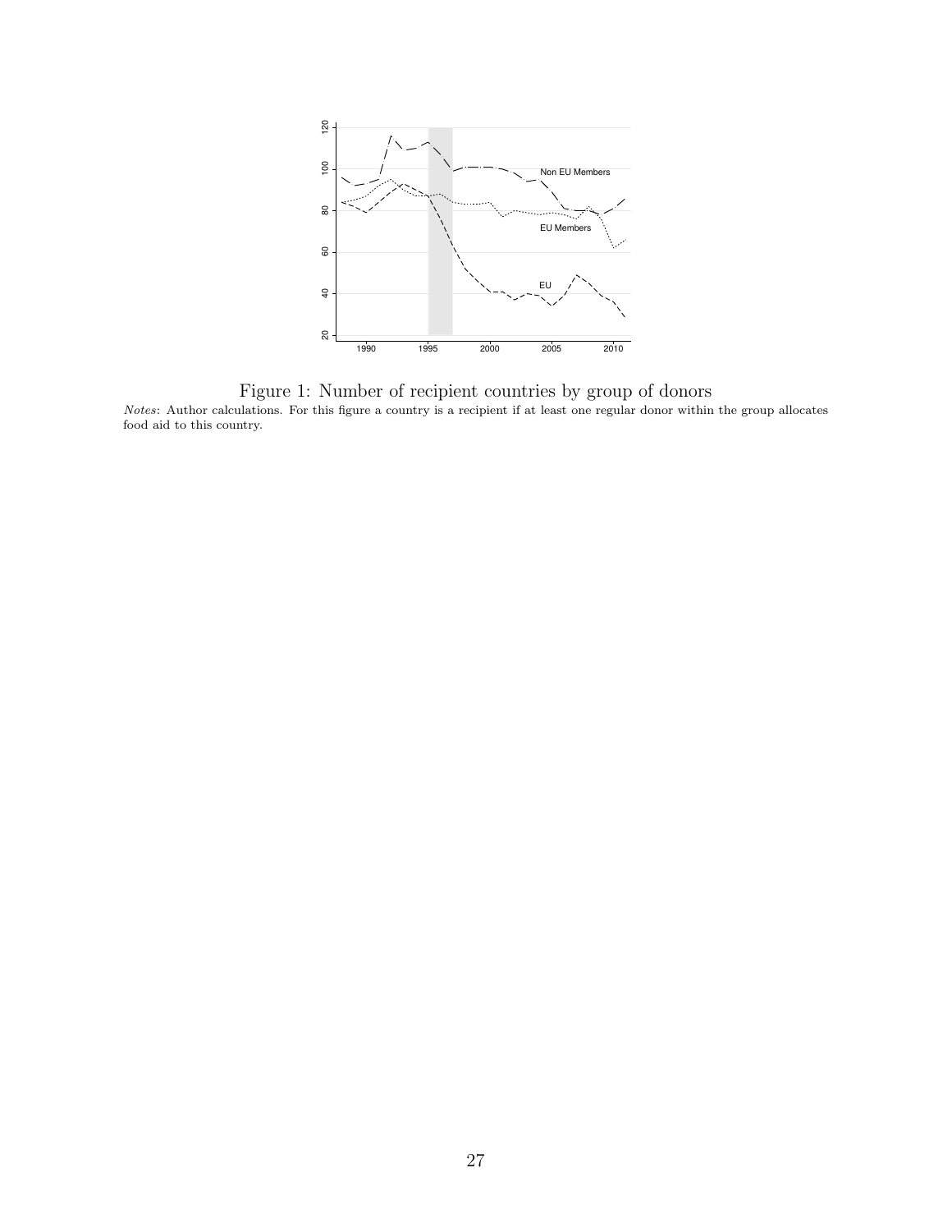Figure 1: Number of recipient countries by group of donors

*Notes*: Author calculations. For this figure a country is a recipient if at least one regular donor within the group allocates food aid to this country.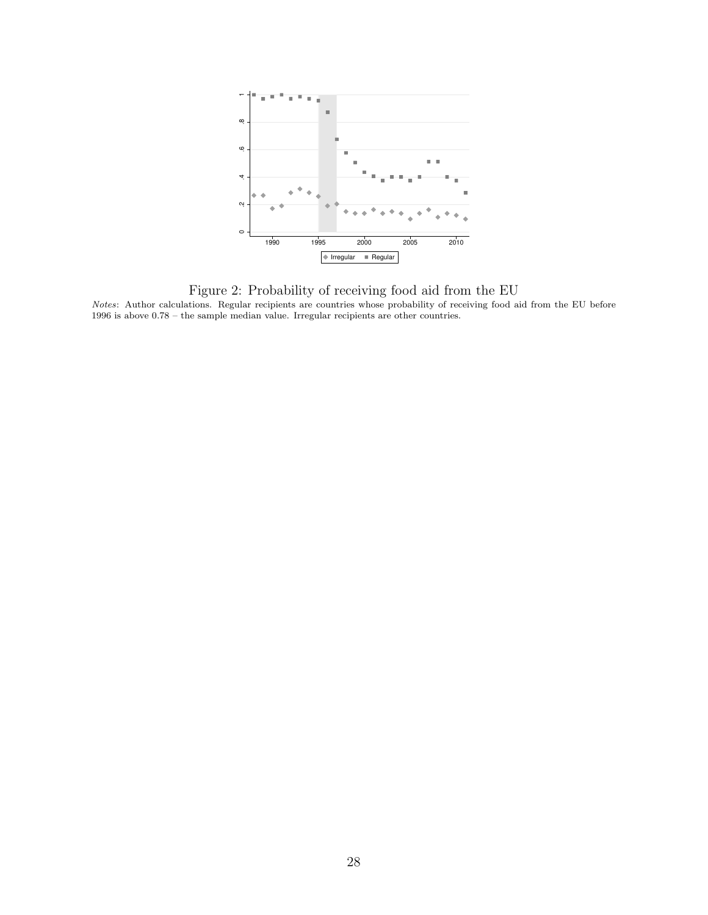Figure 2: Probability of receiving food aid from the EU

*Notes*: Author calculations. Regular recipients are countries whose probability of receiving food aid from the EU before 1996 is above 0.78 – the sample median value. Irregular recipients are other countries.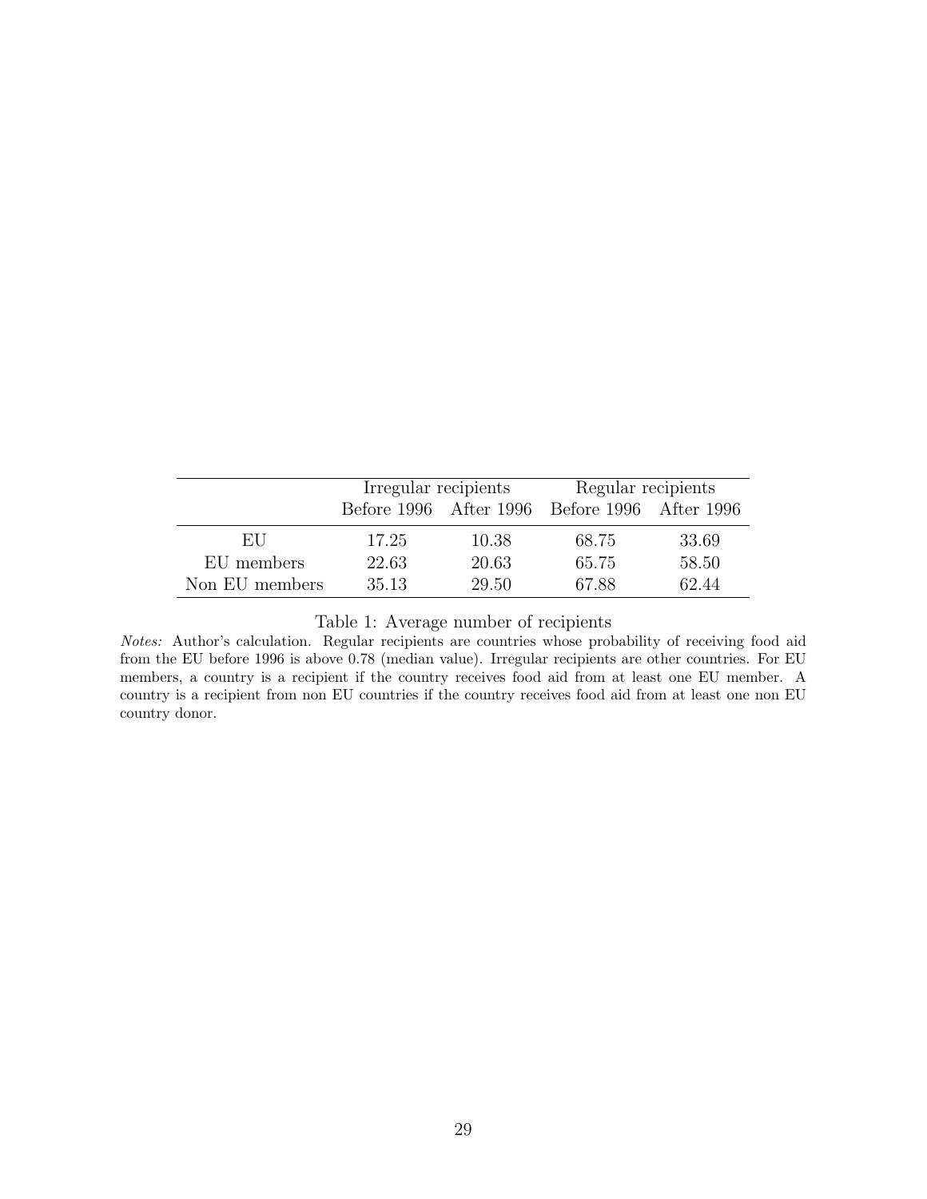| | Irregular recipients | | Regular recipients | |
|---|---|---|---|---|
| | Before 1996 | After 1996 | Before 1996 | After 1996 |
| EU | 17.25 | 10.38 | 68.75 | 33.69 |
| EU members | 22.63 | 20.63 | 65.75 | 58.50 |
| Non EU members | 35.13 | 29.50 | 67.88 | 62.44 |

Table 1: Average number of recipients

*Notes:* Author's calculation. Regular recipients are countries whose probability of receiving food aid from the EU before 1996 is above 0.78 (median value). Irregular recipients are other countries. For EU members, a country is a recipient if the country receives food aid from at least one EU member. A country is a recipient from non EU countries if the country receives food aid from at least one non EU country donor.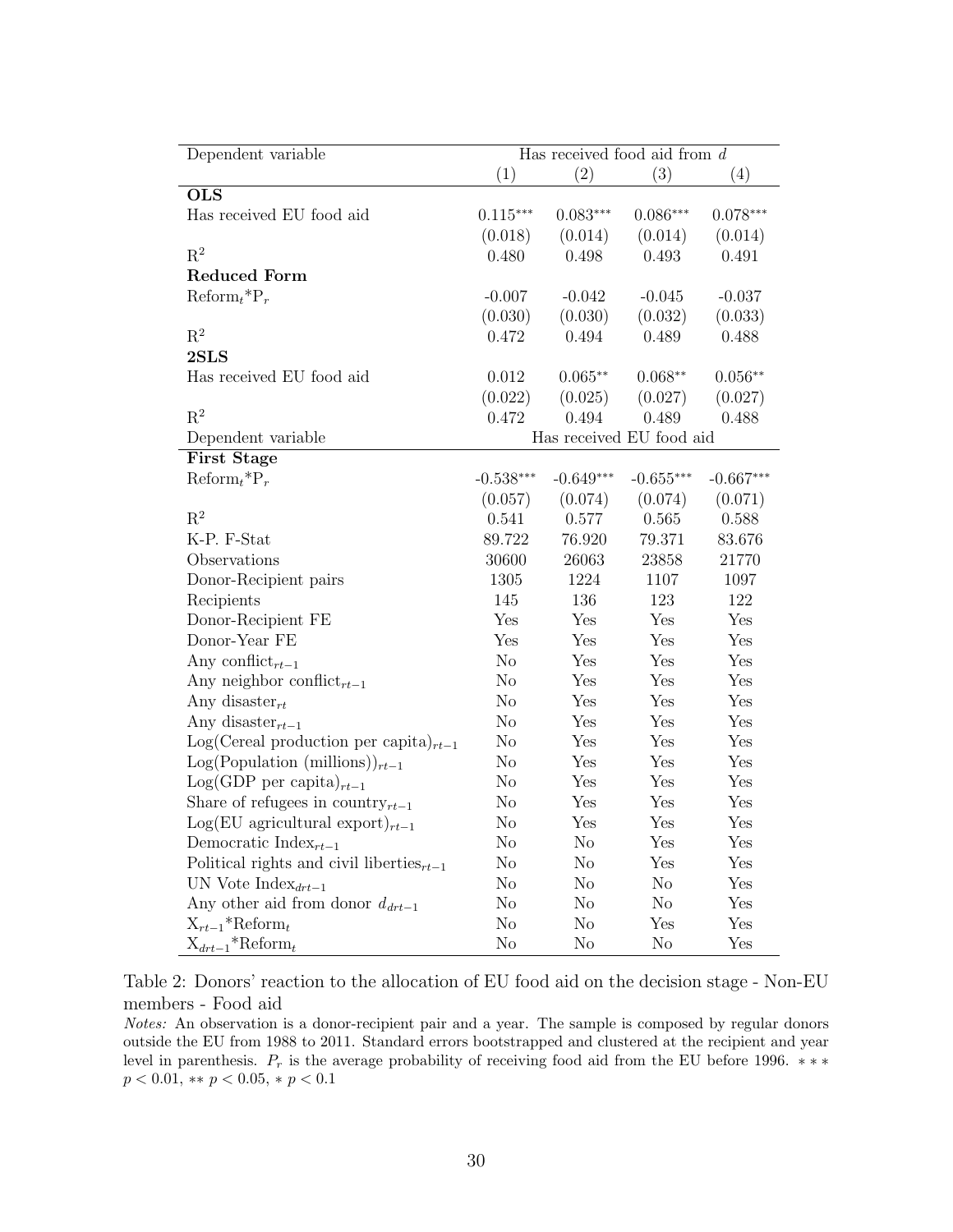| Dependent variable | Has received food aid from $d$ | | | |
|---|---|---|---|---|
| | (1) | (2) | (3) | (4) |
| **OLS** | | | | |
| Has received EU food aid | 0.115*** | 0.083*** | 0.086*** | 0.078*** |
| | (0.018) | (0.014) | (0.014) | (0.014) |
| $R^2$ | 0.480 | 0.498 | 0.493 | 0.491 |
| **Reduced Form** | | | | |
| $\text{Reform}_t$*$P_r$ | -0.007 | -0.042 | -0.045 | -0.037 |
| | (0.030) | (0.030) | (0.032) | (0.033) |
| $R^2$ | 0.472 | 0.494 | 0.489 | 0.488 |
| **2SLS** | | | | |
| Has received EU food aid | 0.012 | 0.065** | 0.068** | 0.056** |
| | (0.022) | (0.025) | (0.027) | (0.027) |
| $R^2$ | 0.472 | 0.494 | 0.489 | 0.488 |
| Dependent variable | Has received EU food aid | | | |
| **First Stage** | | | | |
| $\text{Reform}_t$*$P_r$ | -0.538*** | -0.649*** | -0.655*** | -0.667*** |
| | (0.057) | (0.074) | (0.074) | (0.071) |
| $R^2$ | 0.541 | 0.577 | 0.565 | 0.588 |
| K-P. F-Stat | 89.722 | 76.920 | 79.371 | 83.676 |
| Observations | 30600 | 26063 | 23858 | 21770 |
| Donor-Recipient pairs | 1305 | 1224 | 1107 | 1097 |
| Recipients | 145 | 136 | 123 | 122 |
| Donor-Recipient FE | Yes | Yes | Yes | Yes |
| Donor-Year FE | Yes | Yes | Yes | Yes |
| Any $\text{conflict}_{rt-1}$ | No | Yes | Yes | Yes |
| Any neighbor $\text{conflict}_{rt-1}$ | No | Yes | Yes | Yes |
| Any $\text{disaster}_{rt}$ | No | Yes | Yes | Yes |
| Any $\text{disaster}_{rt-1}$ | No | Yes | Yes | Yes |
| Log(Cereal production per $\text{capita})_{rt-1}$ | No | Yes | Yes | Yes |
| Log(Population $(\text{millions}))_{rt-1}$ | No | Yes | Yes | Yes |
| Log(GDP per $\text{capita})_{rt-1}$ | No | Yes | Yes | Yes |
| Share of refugees in $\text{country}_{rt-1}$ | No | Yes | Yes | Yes |
| Log(EU agricultural $\text{export})_{rt-1}$ | No | Yes | Yes | Yes |
| Democratic $\text{Index}_{rt-1}$ | No | No | Yes | Yes |
| Political rights and civil $\text{liberties}_{rt-1}$ | No | No | Yes | Yes |
| UN Vote $\text{Index}_{drt-1}$ | No | No | No | Yes |
| Any other aid from donor $d_{drt-1}$ | No | No | No | Yes |
| $X_{rt-1}$*$\text{Reform}_t$ | No | No | Yes | Yes |
| $X_{drt-1}$*$\text{Reform}_t$ | No | No | No | Yes |

Table 2: Donors' reaction to the allocation of EU food aid on the decision stage - Non-EU members - Food aid

*Notes:* An observation is a donor-recipient pair and a year. The sample is composed by regular donors outside the EU from 1988 to 2011. Standard errors bootstrapped and clustered at the recipient and year level in parenthesis. $P_r$ is the average probability of receiving food aid from the EU before 1996. *** $p < 0.01$, ** $p < 0.05$, * $p < 0.1$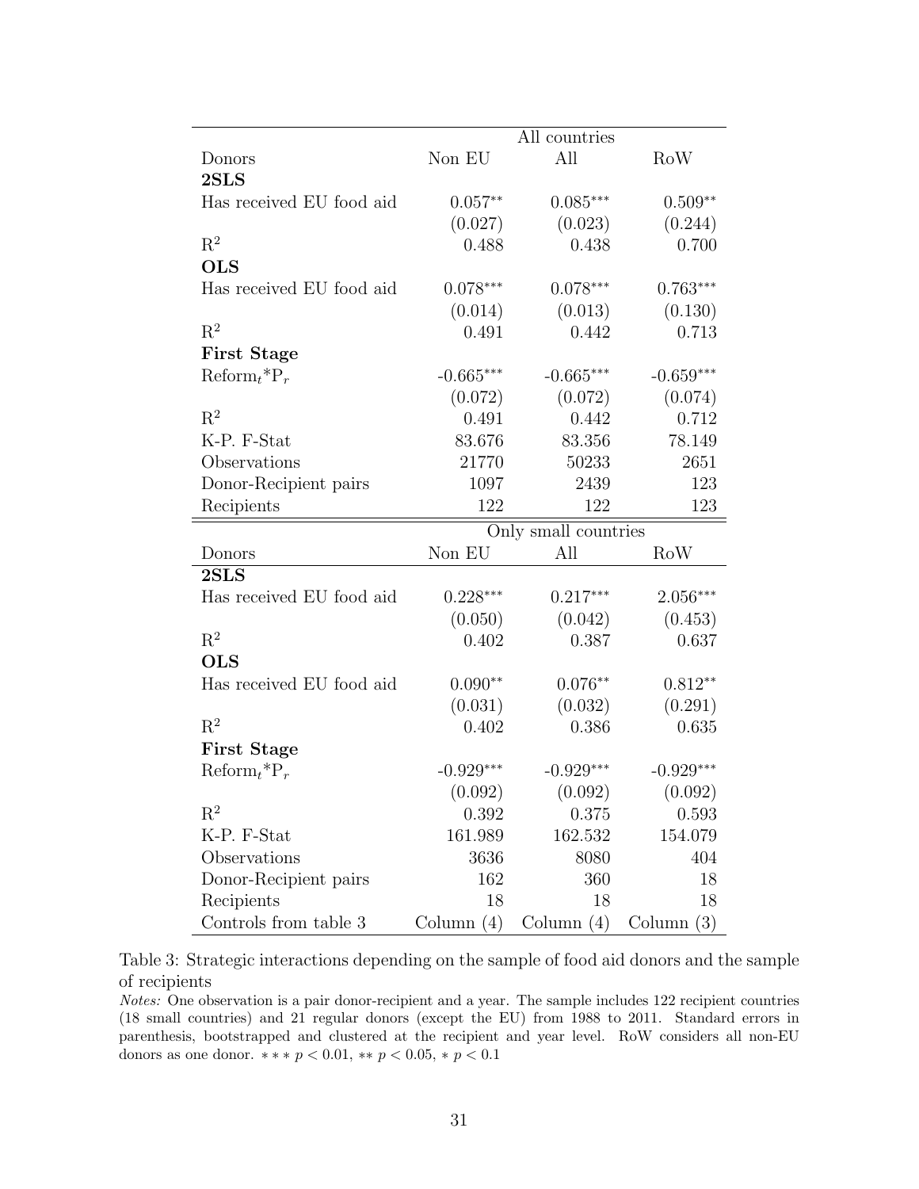| | All countries | | |
|---|---|---|---|
| Donors | Non EU | All | RoW |
| **2SLS** | | | |
| Has received EU food aid | $0.057^{**}$ | $0.085^{***}$ | $0.509^{**}$ |
| | (0.027) | (0.023) | (0.244) |
| $R^2$ | 0.488 | 0.438 | 0.700 |
| **OLS** | | | |
| Has received EU food aid | $0.078^{***}$ | $0.078^{***}$ | $0.763^{***}$ |
| | (0.014) | (0.013) | (0.130) |
| $R^2$ | 0.491 | 0.442 | 0.713 |
| **First Stage** | | | |
| $\text{Reform}_t{*}\text{P}_r$ | $-0.665^{***}$ | $-0.665^{***}$ | $-0.659^{***}$ |
| | (0.072) | (0.072) | (0.074) |
| $R^2$ | 0.491 | 0.442 | 0.712 |
| K-P. F-Stat | 83.676 | 83.356 | 78.149 |
| Observations | 21770 | 50233 | 2651 |
| Donor-Recipient pairs | 1097 | 2439 | 123 |
| Recipients | 122 | 122 | 123 |
| | **Only small countries** | | |
| Donors | Non EU | All | RoW |
| **2SLS** | | | |
| Has received EU food aid | $0.228^{***}$ | $0.217^{***}$ | $2.056^{***}$ |
| | (0.050) | (0.042) | (0.453) |
| $R^2$ | 0.402 | 0.387 | 0.637 |
| **OLS** | | | |
| Has received EU food aid | $0.090^{**}$ | $0.076^{**}$ | $0.812^{**}$ |
| | (0.031) | (0.032) | (0.291) |
| $R^2$ | 0.402 | 0.386 | 0.635 |
| **First Stage** | | | |
| $\text{Reform}_t{*}\text{P}_r$ | $-0.929^{***}$ | $-0.929^{***}$ | $-0.929^{***}$ |
| | (0.092) | (0.092) | (0.092) |
| $R^2$ | 0.392 | 0.375 | 0.593 |
| K-P. F-Stat | 161.989 | 162.532 | 154.079 |
| Observations | 3636 | 8080 | 404 |
| Donor-Recipient pairs | 162 | 360 | 18 |
| Recipients | 18 | 18 | 18 |
| Controls from table 3 | Column (4) | Column (4) | Column (3) |

Table 3: Strategic interactions depending on the sample of food aid donors and the sample of recipients

*Notes:* One observation is a pair donor-recipient and a year. The sample includes 122 recipient countries (18 small countries) and 21 regular donors (except the EU) from 1988 to 2011. Standard errors in parenthesis, bootstrapped and clustered at the recipient and year level. RoW considers all non-EU donors as one donor. $***\ p < 0.01$, $**\ p < 0.05$, $*\ p < 0.1$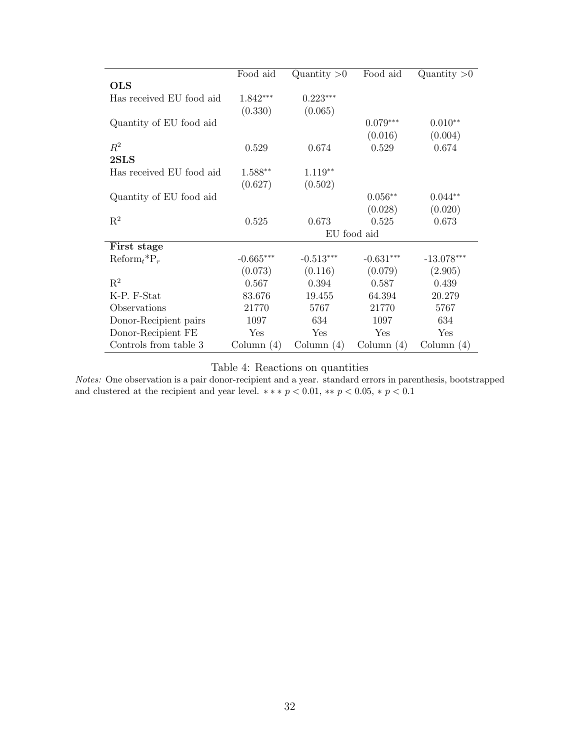| | Food aid | Quantity >0 | Food aid | Quantity >0 |
|---|---|---|---|---|
| **OLS** | | | | |
| Has received EU food aid | 1.842*** | 0.223*** | | |
| | (0.330) | (0.065) | | |
| Quantity of EU food aid | | | 0.079*** | 0.010** |
| | | | (0.016) | (0.004) |
| $R^2$ | 0.529 | 0.674 | 0.529 | 0.674 |
| **2SLS** | | | | |
| Has received EU food aid | 1.588** | 1.119** | | |
| | (0.627) | (0.502) | | |
| Quantity of EU food aid | | | 0.056** | 0.044** |
| | | | (0.028) | (0.020) |
| $R^2$ | 0.525 | 0.673 | 0.525 | 0.673 |
| | | EU food aid | | |
| **First stage** | | | | |
| $\text{Reform}_t{*}\text{P}_r$ | -0.665*** | -0.513*** | -0.631*** | -13.078*** |
| | (0.073) | (0.116) | (0.079) | (2.905) |
| $R^2$ | 0.567 | 0.394 | 0.587 | 0.439 |
| K-P. F-Stat | 83.676 | 19.455 | 64.394 | 20.279 |
| Observations | 21770 | 5767 | 21770 | 5767 |
| Donor-Recipient pairs | 1097 | 634 | 1097 | 634 |
| Donor-Recipient FE | Yes | Yes | Yes | Yes |
| Controls from table 3 | Column (4) | Column (4) | Column (4) | Column (4) |

Table 4: Reactions on quantities

*Notes:* One observation is a pair donor-recipient and a year. standard errors in parenthesis, bootstrapped and clustered at the recipient and year level. $***\ p < 0.01$, $**\ p < 0.05$, $*\ p < 0.1$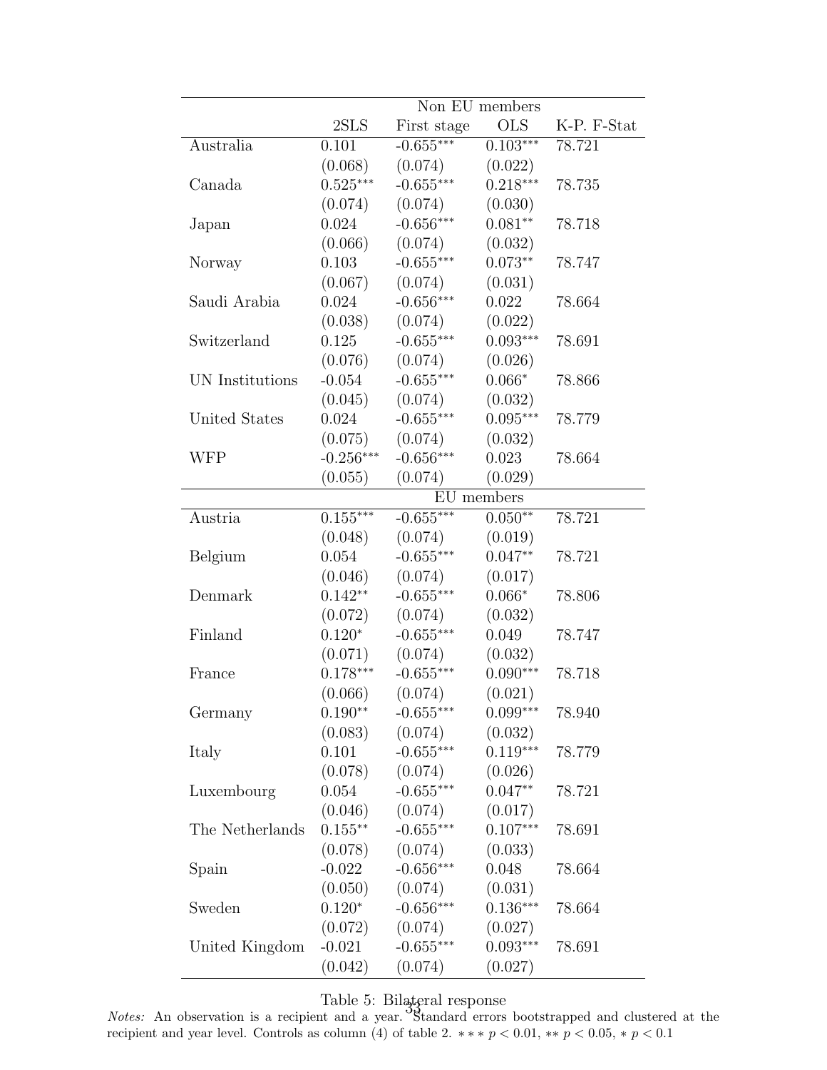| | Non EU members | | | |
|---|---|---|---|---|
| | 2SLS | First stage | OLS | K-P. F-Stat |
| Australia | 0.101 | -0.655*** | 0.103*** | 78.721 |
| | (0.068) | (0.074) | (0.022) | |
| Canada | 0.525*** | -0.655*** | 0.218*** | 78.735 |
| | (0.074) | (0.074) | (0.030) | |
| Japan | 0.024 | -0.656*** | 0.081** | 78.718 |
| | (0.066) | (0.074) | (0.032) | |
| Norway | 0.103 | -0.655*** | 0.073** | 78.747 |
| | (0.067) | (0.074) | (0.031) | |
| Saudi Arabia | 0.024 | -0.656*** | 0.022 | 78.664 |
| | (0.038) | (0.074) | (0.022) | |
| Switzerland | 0.125 | -0.655*** | 0.093*** | 78.691 |
| | (0.076) | (0.074) | (0.026) | |
| UN Institutions | -0.054 | -0.655*** | 0.066* | 78.866 |
| | (0.045) | (0.074) | (0.032) | |
| United States | 0.024 | -0.655*** | 0.095*** | 78.779 |
| | (0.075) | (0.074) | (0.032) | |
| WFP | -0.256*** | -0.656*** | 0.023 | 78.664 |
| | (0.055) | (0.074) | (0.029) | |
| | EU members | | | |
| Austria | 0.155*** | -0.655*** | 0.050** | 78.721 |
| | (0.048) | (0.074) | (0.019) | |
| Belgium | 0.054 | -0.655*** | 0.047** | 78.721 |
| | (0.046) | (0.074) | (0.017) | |
| Denmark | 0.142** | -0.655*** | 0.066* | 78.806 |
| | (0.072) | (0.074) | (0.032) | |
| Finland | 0.120* | -0.655*** | 0.049 | 78.747 |
| | (0.071) | (0.074) | (0.032) | |
| France | 0.178*** | -0.655*** | 0.090*** | 78.718 |
| | (0.066) | (0.074) | (0.021) | |
| Germany | 0.190** | -0.655*** | 0.099*** | 78.940 |
| | (0.083) | (0.074) | (0.032) | |
| Italy | 0.101 | -0.655*** | 0.119*** | 78.779 |
| | (0.078) | (0.074) | (0.026) | |
| Luxembourg | 0.054 | -0.655*** | 0.047** | 78.721 |
| | (0.046) | (0.074) | (0.017) | |
| The Netherlands | 0.155** | -0.655*** | 0.107*** | 78.691 |
| | (0.078) | (0.074) | (0.033) | |
| Spain | -0.022 | -0.656*** | 0.048 | 78.664 |
| | (0.050) | (0.074) | (0.031) | |
| Sweden | 0.120* | -0.656*** | 0.136*** | 78.664 |
| | (0.072) | (0.074) | (0.027) | |
| United Kingdom | -0.021 | -0.655*** | 0.093*** | 78.691 |
| | (0.042) | (0.074) | (0.027) | |

Table 5: Bilateral response

*Notes:* An observation is a recipient and a year. Standard errors bootstrapped and clustered at the recipient and year level. Controls as column (4) of table 2. $***\ p < 0.01$, $**\ p < 0.05$, $*\ p < 0.1$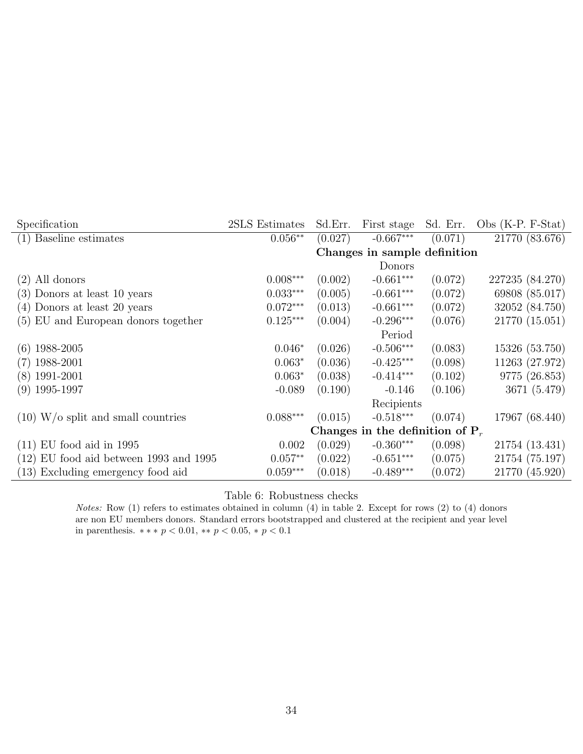| Specification | 2SLS Estimates | Sd.Err. | First stage | Sd. Err. | Obs (K-P. F-Stat) |
|---|---|---|---|---|---|
| (1) Baseline estimates | $0.056^{**}$ | (0.027) | $-0.667^{***}$ | (0.071) | 21770 (83.676) |
| | | **Changes in sample definition** | | | |
| | | | Donors | | |
| (2) All donors | $0.008^{***}$ | (0.002) | $-0.661^{***}$ | (0.072) | 227235 (84.270) |
| (3) Donors at least 10 years | $0.033^{***}$ | (0.005) | $-0.661^{***}$ | (0.072) | 69808 (85.017) |
| (4) Donors at least 20 years | $0.072^{***}$ | (0.013) | $-0.661^{***}$ | (0.072) | 32052 (84.750) |
| (5) EU and European donors together | $0.125^{***}$ | (0.004) | $-0.296^{***}$ | (0.076) | 21770 (15.051) |
| | | | Period | | |
| (6) 1988-2005 | $0.046^{*}$ | (0.026) | $-0.506^{***}$ | (0.083) | 15326 (53.750) |
| (7) 1988-2001 | $0.063^{*}$ | (0.036) | $-0.425^{***}$ | (0.098) | 11263 (27.972) |
| (8) 1991-2001 | $0.063^{*}$ | (0.038) | $-0.414^{***}$ | (0.102) | 9775 (26.853) |
| (9) 1995-1997 | -0.089 | (0.190) | -0.146 | (0.106) | 3671 (5.479) |
| | | | Recipients | | |
| (10) W/o split and small countries | $0.088^{***}$ | (0.015) | $-0.518^{***}$ | (0.074) | 17967 (68.440) |
| | | **Changes in the definition of $\mathbf{P}_r$** | | | |
| (11) EU food aid in 1995 | 0.002 | (0.029) | $-0.360^{***}$ | (0.098) | 21754 (13.431) |
| (12) EU food aid between 1993 and 1995 | $0.057^{**}$ | (0.022) | $-0.651^{***}$ | (0.075) | 21754 (75.197) |
| (13) Excluding emergency food aid | $0.059^{***}$ | (0.018) | $-0.489^{***}$ | (0.072) | 21770 (45.920) |

Table 6: Robustness checks

*Notes:* Row (1) refers to estimates obtained in column (4) in table 2. Except for rows (2) to (4) donors are non EU members donors. Standard errors bootstrapped and clustered at the recipient and year level in parenthesis. $***\ p < 0.01$, $**\ p < 0.05$, $*\ p < 0.1$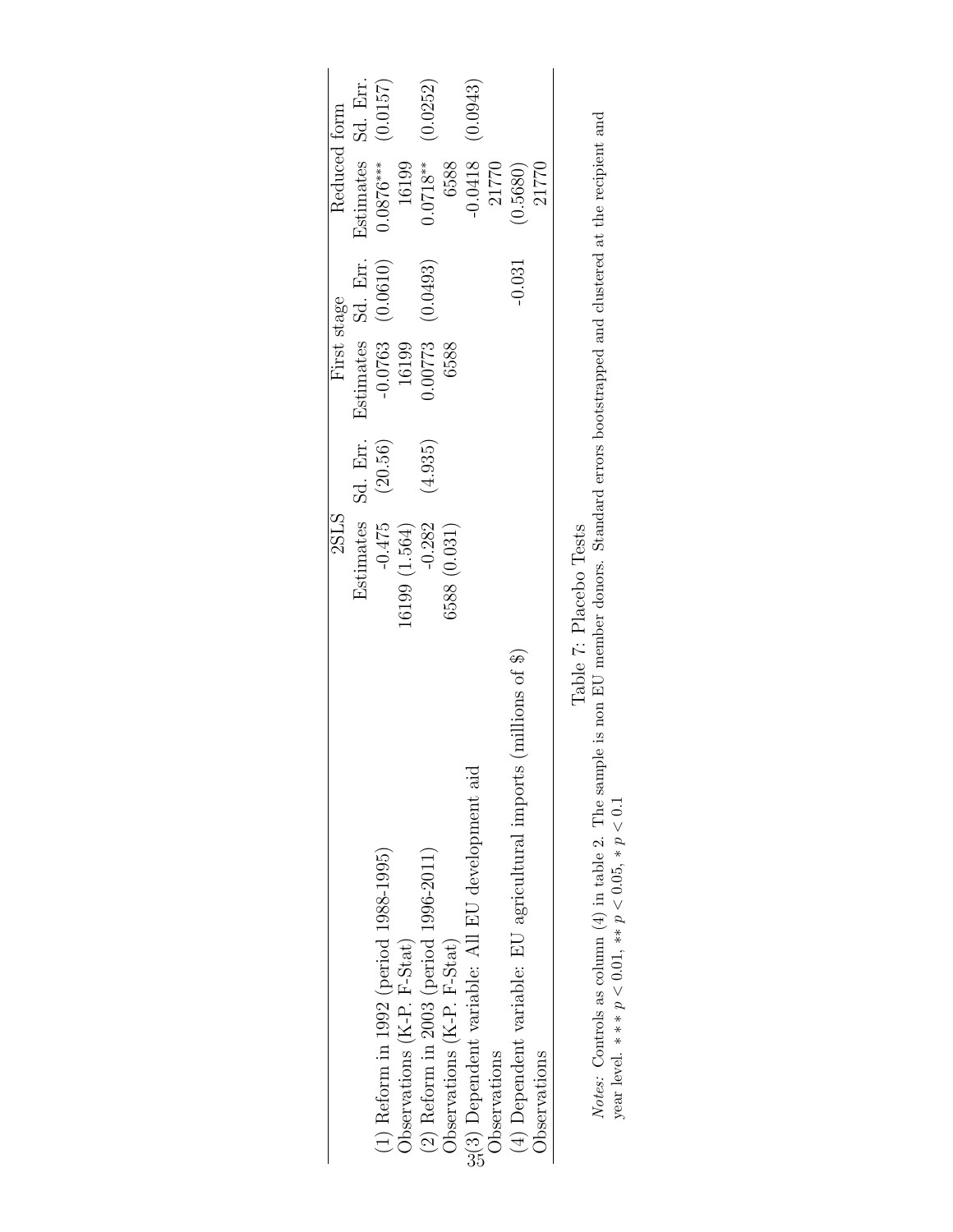| | 2SLS | | First stage | | Reduced form | |
|---|---|---|---|---|---|---|
| | Estimates | Sd. Err. | Estimates | Sd. Err. | Estimates | Sd. Err. |
| (1) Reform in 1992 (period 1988-1995) | -0.475 | (20.56) | -0.0763 | (0.0610) | 0.0876*** | (0.0157) |
| Observations (K-P. F-Stat) | 16199 (1.564) | | 16199 | | 16199 | |
| (2) Reform in 2003 (period 1996-2011) | -0.282 | (4.935) | 0.00773 | (0.0493) | 0.0718** | (0.0252) |
| Observations (K-P. F-Stat) | 6588 (0.031) | | 6588 | | 6588 | |
| (3) Dependent variable: All EU development aid | | | | | -0.0418 | (0.0943) |
| Observations | | | | | 21770 | |
| (4) Dependent variable: EU agricultural imports (millions of $) | | | | -0.031 | (0.5680) | |
| Observations | | | | | 21770 | |

Table 7: Placebo Tests

*Notes*: Controls as column (4) in table 2. The sample is non EU member donors. Standard errors bootstrapped and clustered at the recipient and year level. $*** \ p < 0.01$, $** \ p < 0.05$, $* \ p < 0.1$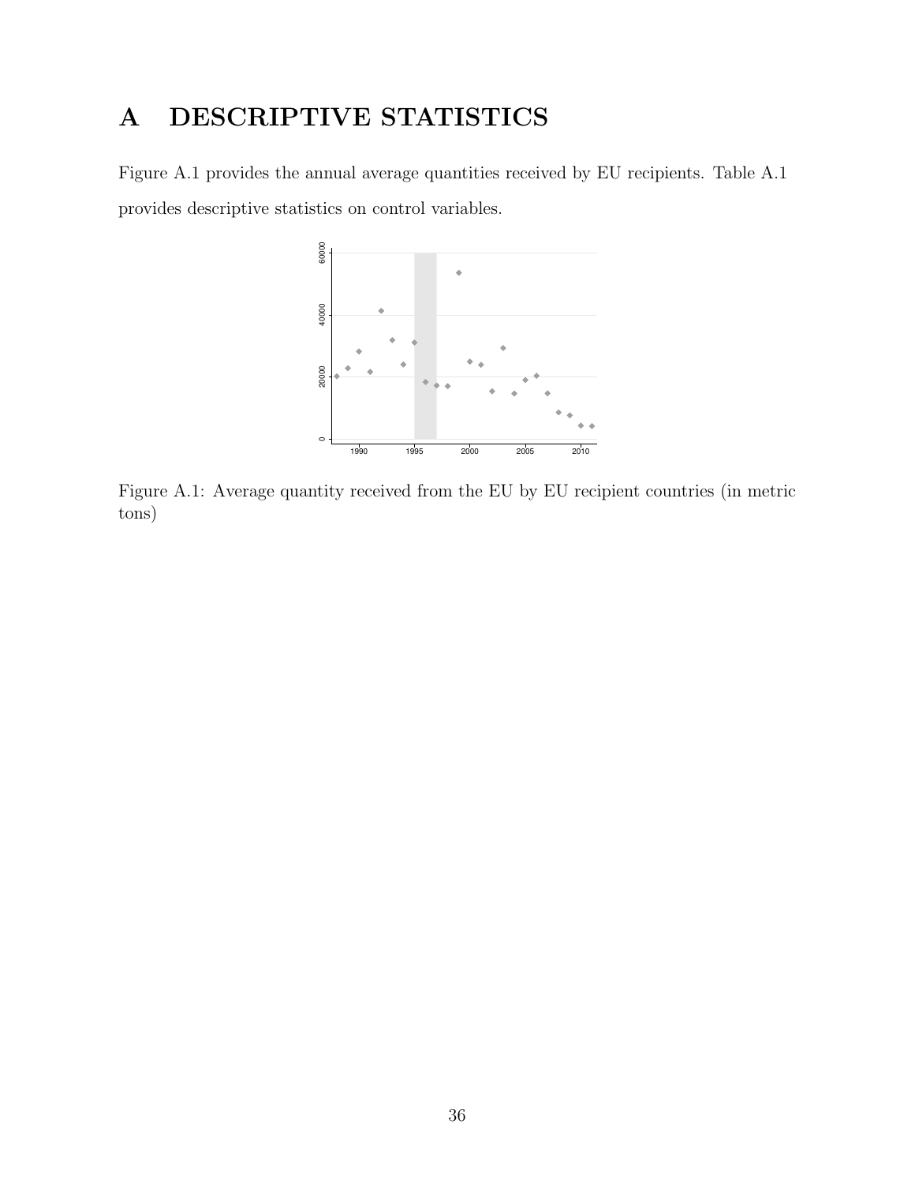# A DESCRIPTIVE STATISTICS

Figure A.1 provides the annual average quantities received by EU recipients. Table A.1 provides descriptive statistics on control variables.

Figure A.1: Average quantity received from the EU by EU recipient countries (in metric tons)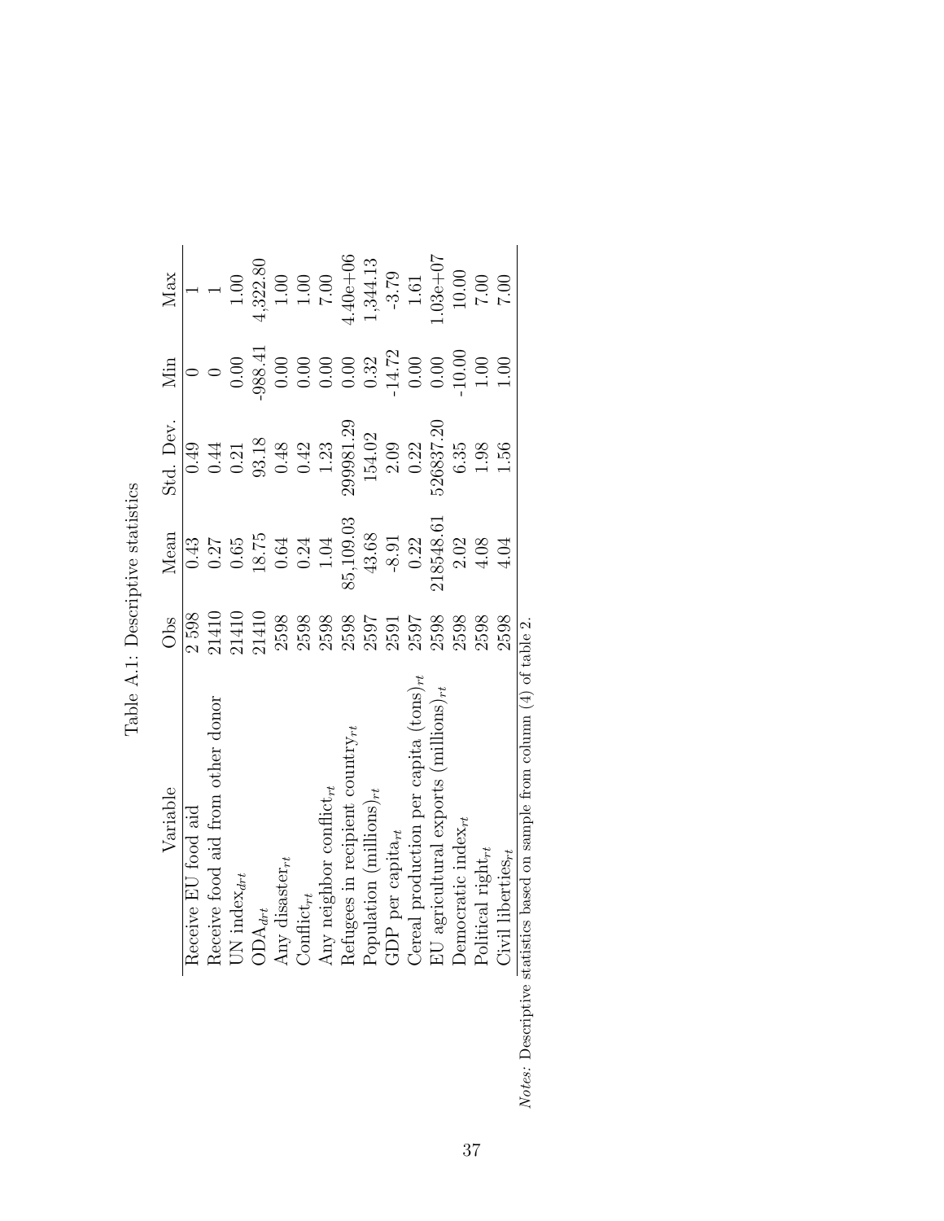Table A.1: Descriptive statistics

| Variable | Obs | Mean | Std. Dev. | Min | Max |
|---|---|---|---|---|---|
| Receive EU food aid | 2 598 | 0.43 | 0.49 | 0 | 1 |
| Receive food aid from other donor | 21410 | 0.27 | 0.44 | 0 | 1 |
| UN index$_{drt}$ | 21410 | 0.65 | 0.21 | 0.00 | 1.00 |
| ODA$_{drt}$ | 21410 | 18.75 | 93.18 | -988.41 | 4,322.80 |
| Any disaster$_{rt}$ | 2598 | 0.64 | 0.48 | 0.00 | 1.00 |
| Conflict$_{rt}$ | 2598 | 0.24 | 0.42 | 0.00 | 1.00 |
| Any neighbor conflict$_{rt}$ | 2598 | 1.04 | 1.23 | 0.00 | 7.00 |
| Refugees in recipient country$_{rt}$ | 2598 | 85,109.03 | 299981.29 | 0.00 | 4.40e+06 |
| Population (millions)$_{rt}$ | 2597 | 43.68 | 154.02 | 0.32 | 1,344.13 |
| GDP per capita$_{rt}$ | 2591 | -8.91 | 2.09 | -14.72 | -3.79 |
| Cereal production per capita (tons)$_{rt}$ | 2597 | 0.22 | 0.22 | 0.00 | 1.61 |
| EU agricultural exports (millions)$_{rt}$ | 2598 | 218548.61 | 526837.20 | 0.00 | 1.03e+07 |
| Democratic index$_{rt}$ | 2598 | 2.02 | 6.35 | -10.00 | 10.00 |
| Political right$_{rt}$ | 2598 | 4.08 | 1.98 | 1.00 | 7.00 |
| Civil liberties$_{rt}$ | 2598 | 4.04 | 1.56 | 1.00 | 7.00 |

*Notes:* Descriptive statistics based on sample from column (4) of table 2.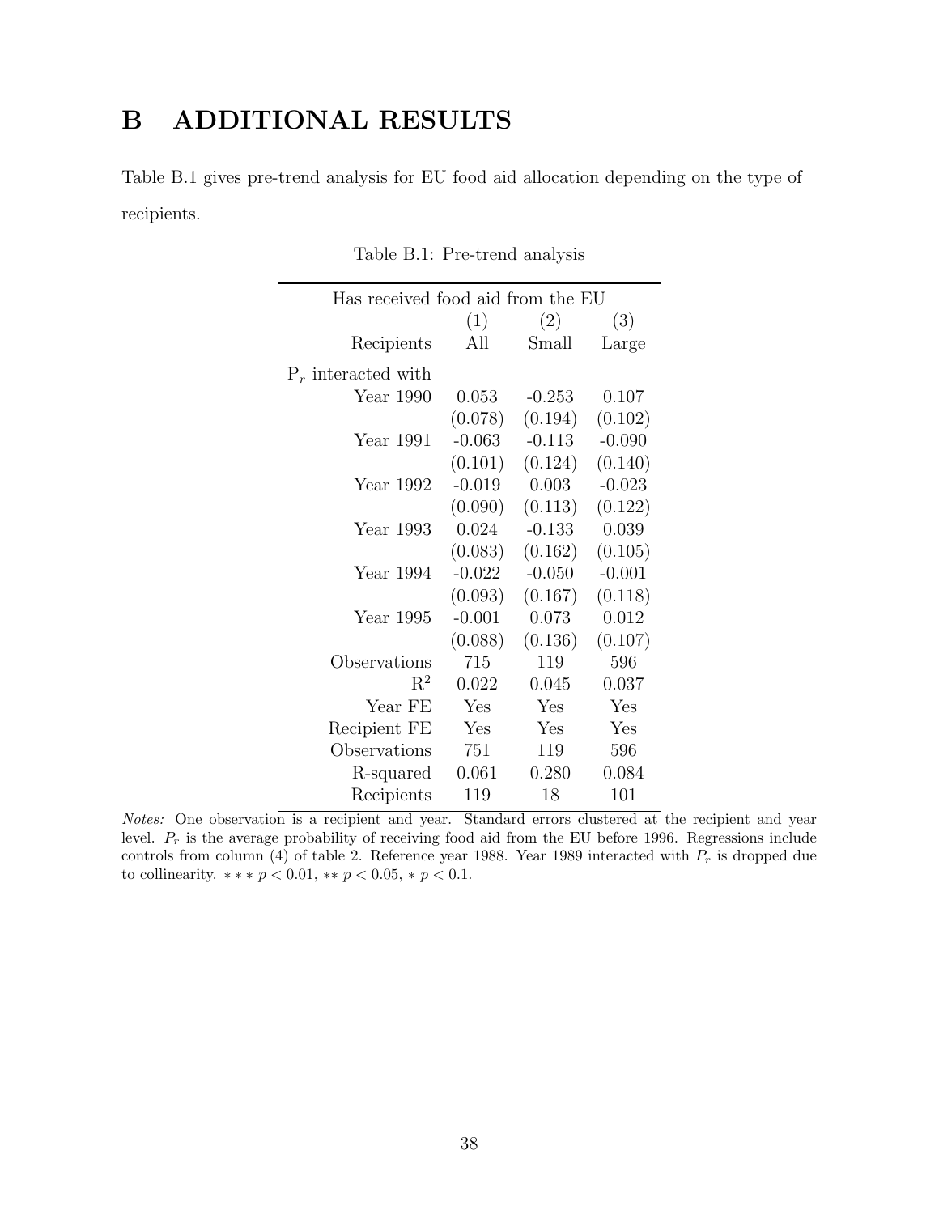# B ADDITIONAL RESULTS

Table B.1 gives pre-trend analysis for EU food aid allocation depending on the type of recipients.

Table B.1: Pre-trend analysis

| Has received food aid from the EU | | | |
|---|---|---|---|
| | (1) | (2) | (3) |
| Recipients | All | Small | Large |
| $P_r$ interacted with | | | |
| Year 1990 | 0.053 | -0.253 | 0.107 |
| | (0.078) | (0.194) | (0.102) |
| Year 1991 | -0.063 | -0.113 | -0.090 |
| | (0.101) | (0.124) | (0.140) |
| Year 1992 | -0.019 | 0.003 | -0.023 |
| | (0.090) | (0.113) | (0.122) |
| Year 1993 | 0.024 | -0.133 | 0.039 |
| | (0.083) | (0.162) | (0.105) |
| Year 1994 | -0.022 | -0.050 | -0.001 |
| | (0.093) | (0.167) | (0.118) |
| Year 1995 | -0.001 | 0.073 | 0.012 |
| | (0.088) | (0.136) | (0.107) |
| Observations | 715 | 119 | 596 |
| $R^2$ | 0.022 | 0.045 | 0.037 |
| Year FE | Yes | Yes | Yes |
| Recipient FE | Yes | Yes | Yes |
| Observations | 751 | 119 | 596 |
| R-squared | 0.061 | 0.280 | 0.084 |
| Recipients | 119 | 18 | 101 |

*Notes:* One observation is a recipient and year. Standard errors clustered at the recipient and year level. $P_r$ is the average probability of receiving food aid from the EU before 1996. Regressions include controls from column (4) of table 2. Reference year 1988. Year 1989 interacted with $P_r$ is dropped due to collinearity. $***\ p < 0.01$, $**\ p < 0.05$, $*\ p < 0.1$.